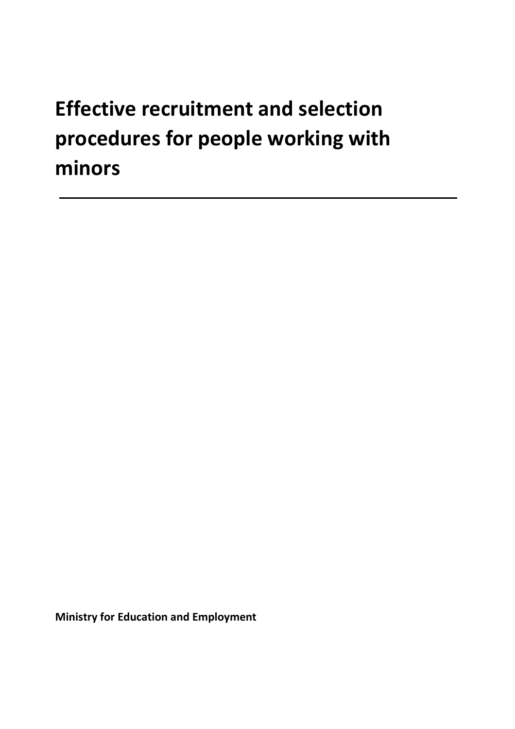# Effective recruitment and selection procedures for people working with minors

---

**Ministry for Education and Employment**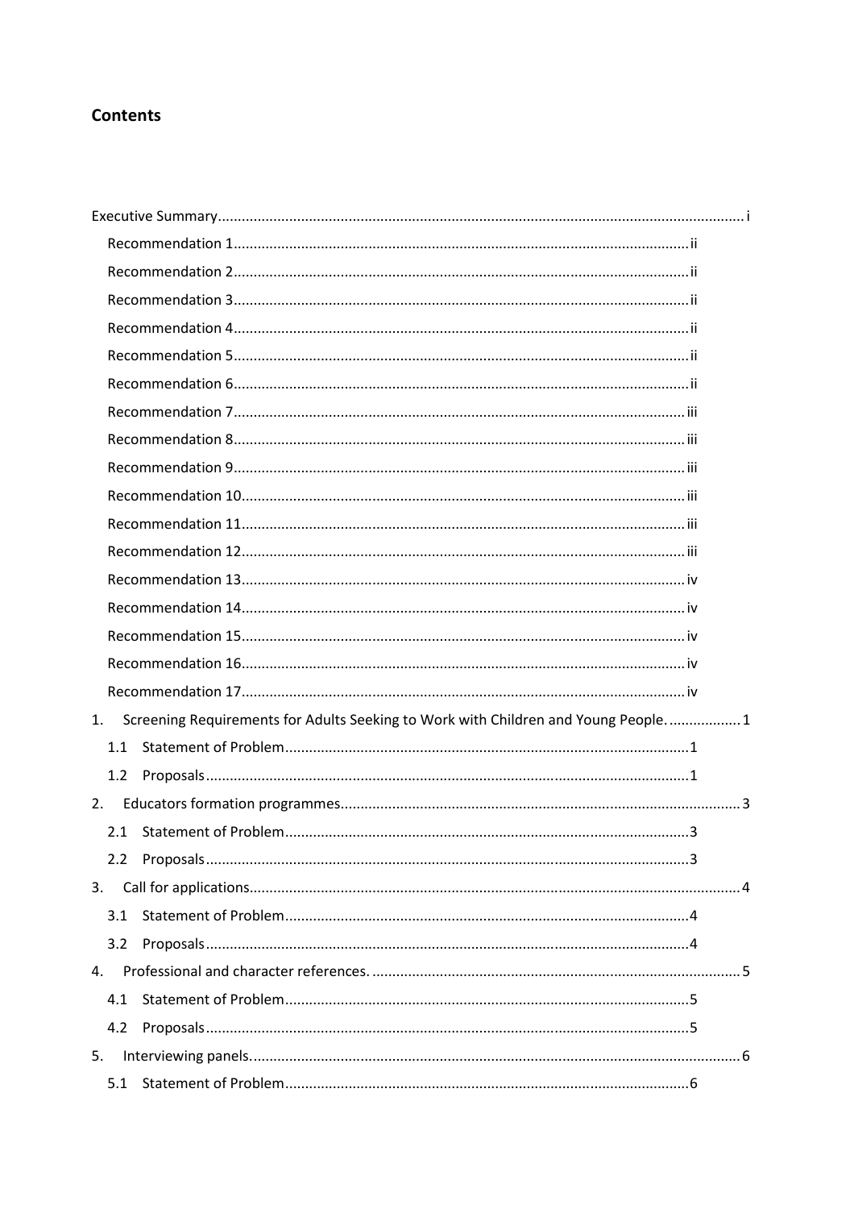## Contents

Executive Summary .... i

- Recommendation 1 .... ii
- Recommendation 2 .... ii
- Recommendation 3 .... ii
- Recommendation 4 .... ii
- Recommendation 5 .... ii
- Recommendation 6 .... ii
- Recommendation 7 .... iii
- Recommendation 8 .... iii
- Recommendation 9 .... iii
- Recommendation 10 .... iii
- Recommendation 11 .... iii
- Recommendation 12 .... iii
- Recommendation 13 .... iv
- Recommendation 14 .... iv
- Recommendation 15 .... iv
- Recommendation 16 .... iv
- Recommendation 17 .... iv

1. Screening Requirements for Adults Seeking to Work with Children and Young People. .... 1
   - 1.1 Statement of Problem .... 1
   - 1.2 Proposals .... 1
2. Educators formation programmes .... 3
   - 2.1 Statement of Problem .... 3
   - 2.2 Proposals .... 3
3. Call for applications .... 4
   - 3.1 Statement of Problem .... 4
   - 3.2 Proposals .... 4
4. Professional and character references. .... 5
   - 4.1 Statement of Problem .... 5
   - 4.2 Proposals .... 5
5. Interviewing panels. .... 6
   - 5.1 Statement of Problem .... 6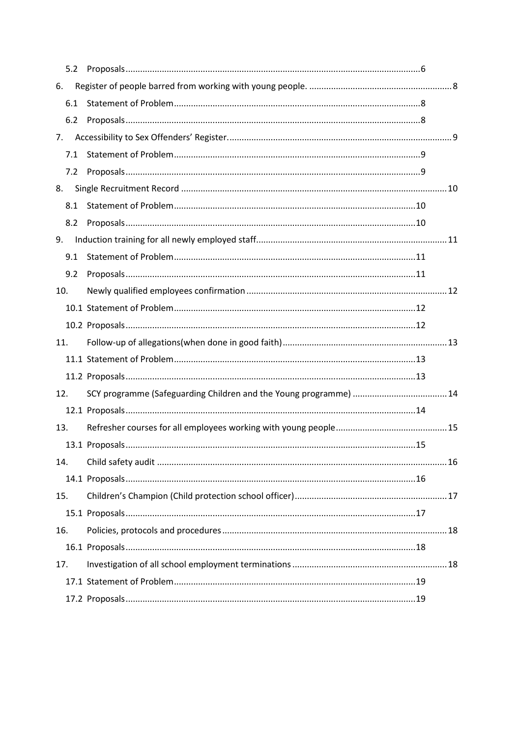5.2 Proposals......................................................................................................................6

6. Register of people barred from working with young people. ..........................................................8

6.1 Statement of Problem....................................................................................................8

6.2 Proposals......................................................................................................................8

7. Accessibility to Sex Offenders' Register............................................................................................9

7.1 Statement of Problem....................................................................................................9

7.2 Proposals......................................................................................................................9

8. Single Recruitment Record ............................................................................................................10

8.1 Statement of Problem..................................................................................................10

8.2 Proposals....................................................................................................................10

9. Induction training for all newly employed staff..............................................................................11

9.1 Statement of Problem..................................................................................................11

9.2 Proposals....................................................................................................................11

10. Newly qualified employees confirmation ..................................................................................12

10.1 Statement of Problem..................................................................................................12

10.2 Proposals....................................................................................................................12

11. Follow-up of allegations(when done in good faith)....................................................................13

11.1 Statement of Problem..................................................................................................13

11.2 Proposals....................................................................................................................13

12. SCY programme (Safeguarding Children and the Young programme) .......................................14

12.1 Proposals....................................................................................................................14

13. Refresher courses for all employees working with young people.............................................15

13.1 Proposals....................................................................................................................15

14. Child safety audit .......................................................................................................................16

14.1 Proposals....................................................................................................................16

15. Children's Champion (Child protection school officer)..............................................................17

15.1 Proposals....................................................................................................................17

16. Policies, protocols and procedures............................................................................................18

16.1 Proposals....................................................................................................................18

17. Investigation of all school employment terminations ...............................................................18

17.1 Statement of Problem..................................................................................................19

17.2 Proposals....................................................................................................................19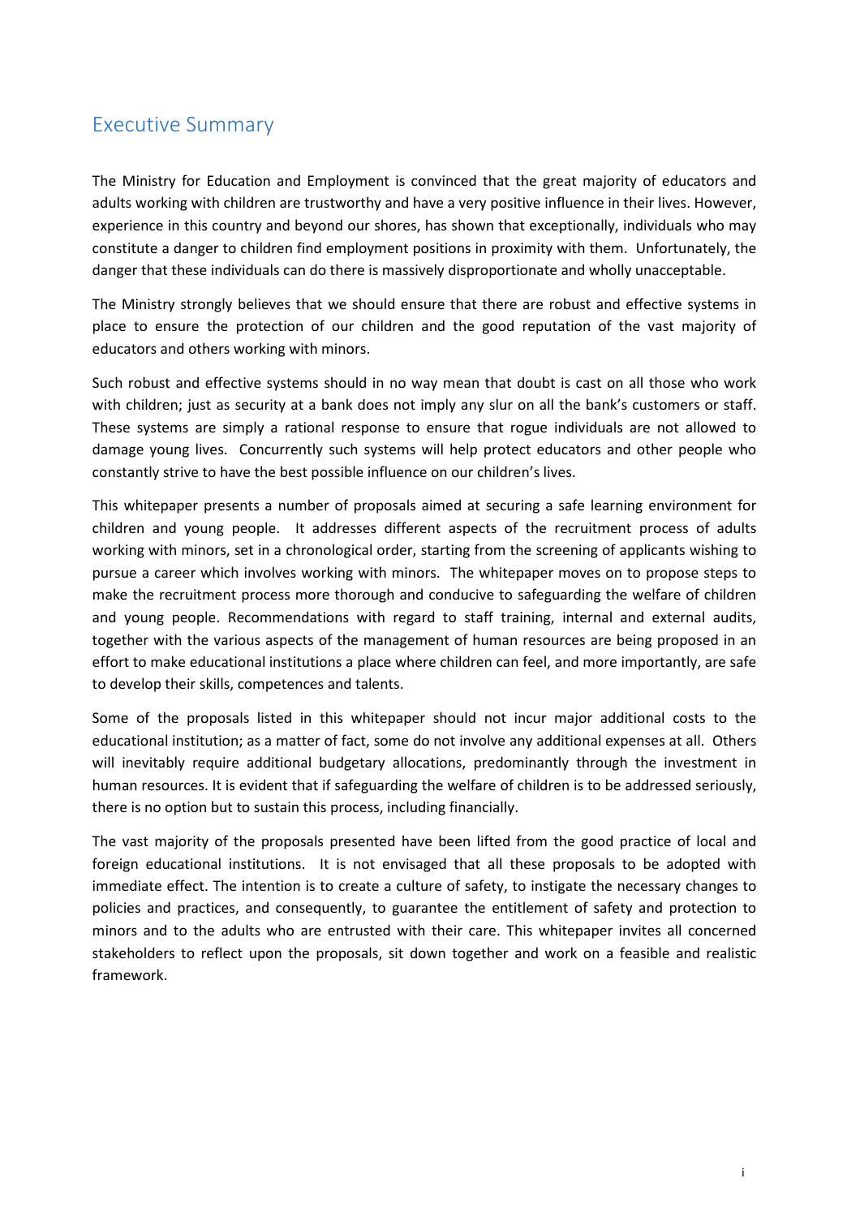## Executive Summary

The Ministry for Education and Employment is convinced that the great majority of educators and adults working with children are trustworthy and have a very positive influence in their lives. However, experience in this country and beyond our shores, has shown that exceptionally, individuals who may constitute a danger to children find employment positions in proximity with them. Unfortunately, the danger that these individuals can do there is massively disproportionate and wholly unacceptable.

The Ministry strongly believes that we should ensure that there are robust and effective systems in place to ensure the protection of our children and the good reputation of the vast majority of educators and others working with minors.

Such robust and effective systems should in no way mean that doubt is cast on all those who work with children; just as security at a bank does not imply any slur on all the bank's customers or staff. These systems are simply a rational response to ensure that rogue individuals are not allowed to damage young lives. Concurrently such systems will help protect educators and other people who constantly strive to have the best possible influence on our children's lives.

This whitepaper presents a number of proposals aimed at securing a safe learning environment for children and young people. It addresses different aspects of the recruitment process of adults working with minors, set in a chronological order, starting from the screening of applicants wishing to pursue a career which involves working with minors. The whitepaper moves on to propose steps to make the recruitment process more thorough and conducive to safeguarding the welfare of children and young people. Recommendations with regard to staff training, internal and external audits, together with the various aspects of the management of human resources are being proposed in an effort to make educational institutions a place where children can feel, and more importantly, are safe to develop their skills, competences and talents.

Some of the proposals listed in this whitepaper should not incur major additional costs to the educational institution; as a matter of fact, some do not involve any additional expenses at all. Others will inevitably require additional budgetary allocations, predominantly through the investment in human resources. It is evident that if safeguarding the welfare of children is to be addressed seriously, there is no option but to sustain this process, including financially.

The vast majority of the proposals presented have been lifted from the good practice of local and foreign educational institutions. It is not envisaged that all these proposals to be adopted with immediate effect. The intention is to create a culture of safety, to instigate the necessary changes to policies and practices, and consequently, to guarantee the entitlement of safety and protection to minors and to the adults who are entrusted with their care. This whitepaper invites all concerned stakeholders to reflect upon the proposals, sit down together and work on a feasible and realistic framework.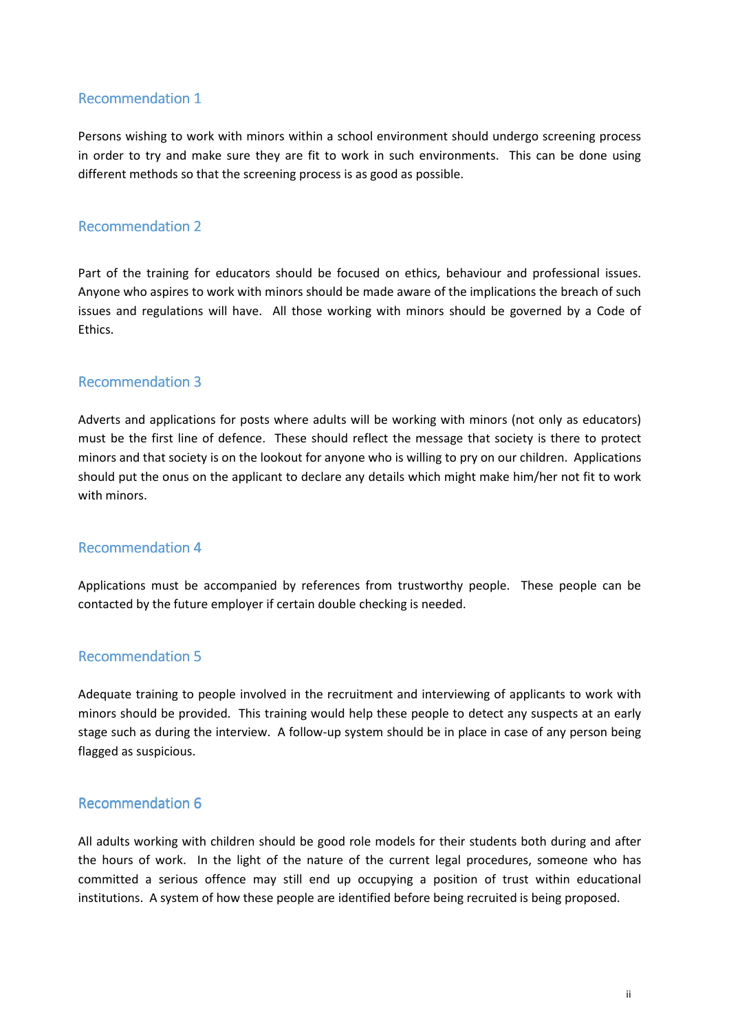## Recommendation 1

Persons wishing to work with minors within a school environment should undergo screening process in order to try and make sure they are fit to work in such environments. This can be done using different methods so that the screening process is as good as possible.

## Recommendation 2

Part of the training for educators should be focused on ethics, behaviour and professional issues. Anyone who aspires to work with minors should be made aware of the implications the breach of such issues and regulations will have. All those working with minors should be governed by a Code of Ethics.

## Recommendation 3

Adverts and applications for posts where adults will be working with minors (not only as educators) must be the first line of defence. These should reflect the message that society is there to protect minors and that society is on the lookout for anyone who is willing to pry on our children. Applications should put the onus on the applicant to declare any details which might make him/her not fit to work with minors.

## Recommendation 4

Applications must be accompanied by references from trustworthy people. These people can be contacted by the future employer if certain double checking is needed.

## Recommendation 5

Adequate training to people involved in the recruitment and interviewing of applicants to work with minors should be provided. This training would help these people to detect any suspects at an early stage such as during the interview. A follow-up system should be in place in case of any person being flagged as suspicious.

## Recommendation 6

All adults working with children should be good role models for their students both during and after the hours of work. In the light of the nature of the current legal procedures, someone who has committed a serious offence may still end up occupying a position of trust within educational institutions. A system of how these people are identified before being recruited is being proposed.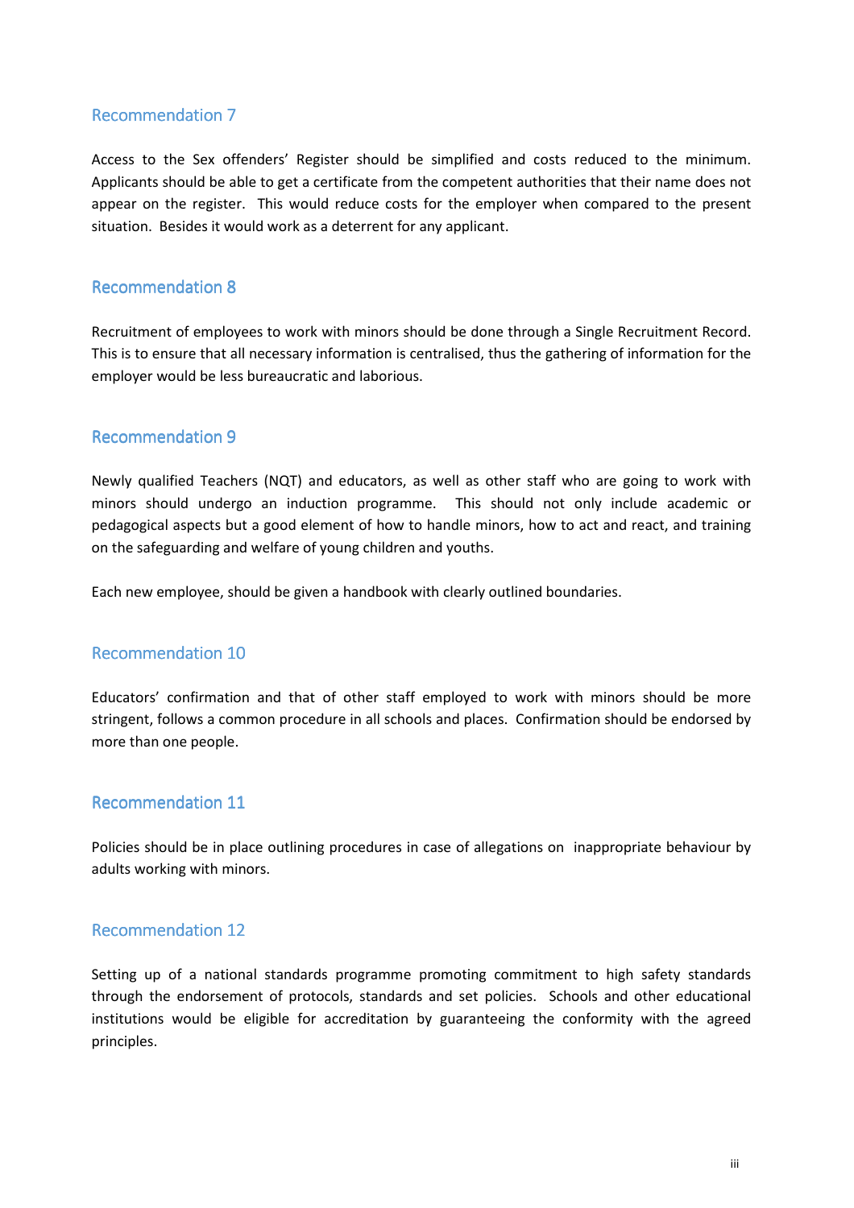## Recommendation 7

Access to the Sex offenders' Register should be simplified and costs reduced to the minimum. Applicants should be able to get a certificate from the competent authorities that their name does not appear on the register. This would reduce costs for the employer when compared to the present situation. Besides it would work as a deterrent for any applicant.

## Recommendation 8

Recruitment of employees to work with minors should be done through a Single Recruitment Record. This is to ensure that all necessary information is centralised, thus the gathering of information for the employer would be less bureaucratic and laborious.

## Recommendation 9

Newly qualified Teachers (NQT) and educators, as well as other staff who are going to work with minors should undergo an induction programme. This should not only include academic or pedagogical aspects but a good element of how to handle minors, how to act and react, and training on the safeguarding and welfare of young children and youths.

Each new employee, should be given a handbook with clearly outlined boundaries.

## Recommendation 10

Educators' confirmation and that of other staff employed to work with minors should be more stringent, follows a common procedure in all schools and places. Confirmation should be endorsed by more than one people.

## Recommendation 11

Policies should be in place outlining procedures in case of allegations on inappropriate behaviour by adults working with minors.

## Recommendation 12

Setting up of a national standards programme promoting commitment to high safety standards through the endorsement of protocols, standards and set policies. Schools and other educational institutions would be eligible for accreditation by guaranteeing the conformity with the agreed principles.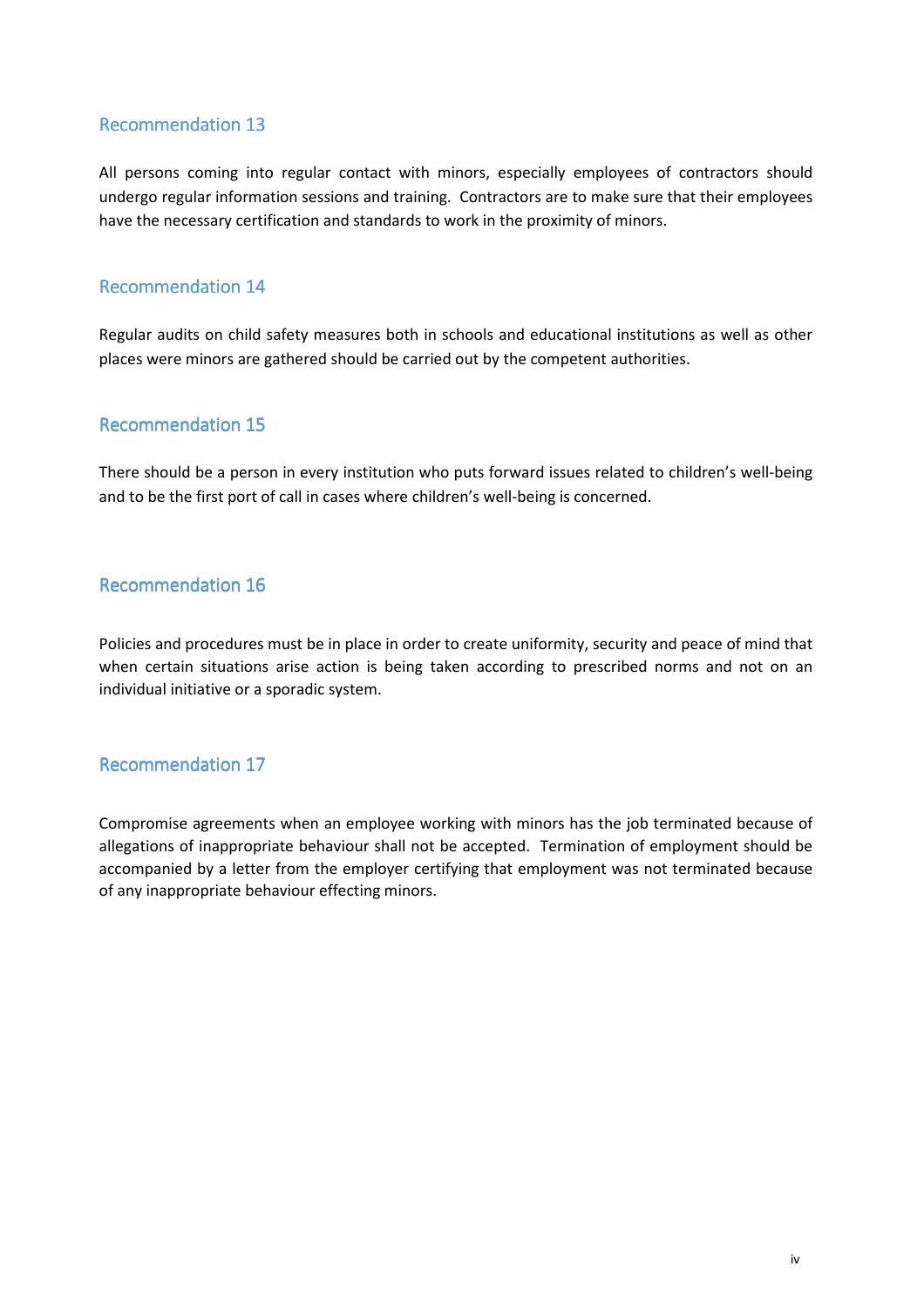## Recommendation 13

All persons coming into regular contact with minors, especially employees of contractors should undergo regular information sessions and training. Contractors are to make sure that their employees have the necessary certification and standards to work in the proximity of minors.

## Recommendation 14

Regular audits on child safety measures both in schools and educational institutions as well as other places were minors are gathered should be carried out by the competent authorities.

## Recommendation 15

There should be a person in every institution who puts forward issues related to children's well-being and to be the first port of call in cases where children's well-being is concerned.

## Recommendation 16

Policies and procedures must be in place in order to create uniformity, security and peace of mind that when certain situations arise action is being taken according to prescribed norms and not on an individual initiative or a sporadic system.

## Recommendation 17

Compromise agreements when an employee working with minors has the job terminated because of allegations of inappropriate behaviour shall not be accepted. Termination of employment should be accompanied by a letter from the employer certifying that employment was not terminated because of any inappropriate behaviour effecting minors.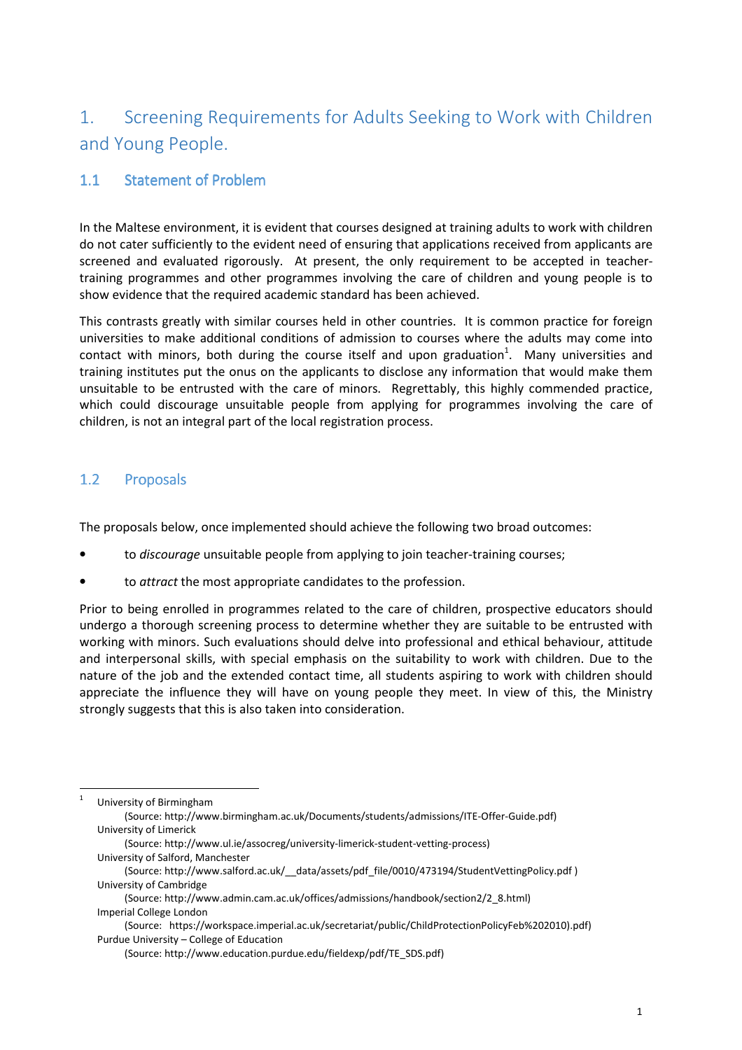# 1. Screening Requirements for Adults Seeking to Work with Children and Young People.

## 1.1 Statement of Problem

In the Maltese environment, it is evident that courses designed at training adults to work with children do not cater sufficiently to the evident need of ensuring that applications received from applicants are screened and evaluated rigorously. At present, the only requirement to be accepted in teacher-training programmes and other programmes involving the care of children and young people is to show evidence that the required academic standard has been achieved.

This contrasts greatly with similar courses held in other countries. It is common practice for foreign universities to make additional conditions of admission to courses where the adults may come into contact with minors, both during the course itself and upon graduation[1]. Many universities and training institutes put the onus on the applicants to disclose any information that would make them unsuitable to be entrusted with the care of minors. Regrettably, this highly commended practice, which could discourage unsuitable people from applying for programmes involving the care of children, is not an integral part of the local registration process.

## 1.2 Proposals

The proposals below, once implemented should achieve the following two broad outcomes:

- to *discourage* unsuitable people from applying to join teacher-training courses;
- to *attract* the most appropriate candidates to the profession.

Prior to being enrolled in programmes related to the care of children, prospective educators should undergo a thorough screening process to determine whether they are suitable to be entrusted with working with minors. Such evaluations should delve into professional and ethical behaviour, attitude and interpersonal skills, with special emphasis on the suitability to work with children. Due to the nature of the job and the extended contact time, all students aspiring to work with children should appreciate the influence they will have on young people they meet. In view of this, the Ministry strongly suggests that this is also taken into consideration.

---

[1] University of Birmingham
(Source: http://www.birmingham.ac.uk/Documents/students/admissions/ITE-Offer-Guide.pdf)
University of Limerick
(Source: http://www.ul.ie/assocreg/university-limerick-student-vetting-process)
University of Salford, Manchester
(Source: http://www.salford.ac.uk/__data/assets/pdf_file/0010/473194/StudentVettingPolicy.pdf )
University of Cambridge
(Source: http://www.admin.cam.ac.uk/offices/admissions/handbook/section2/2_8.html)
Imperial College London
(Source: https://workspace.imperial.ac.uk/secretariat/public/ChildProtectionPolicyFeb%202010).pdf)
Purdue University – College of Education
(Source: http://www.education.purdue.edu/fieldexp/pdf/TE_SDS.pdf)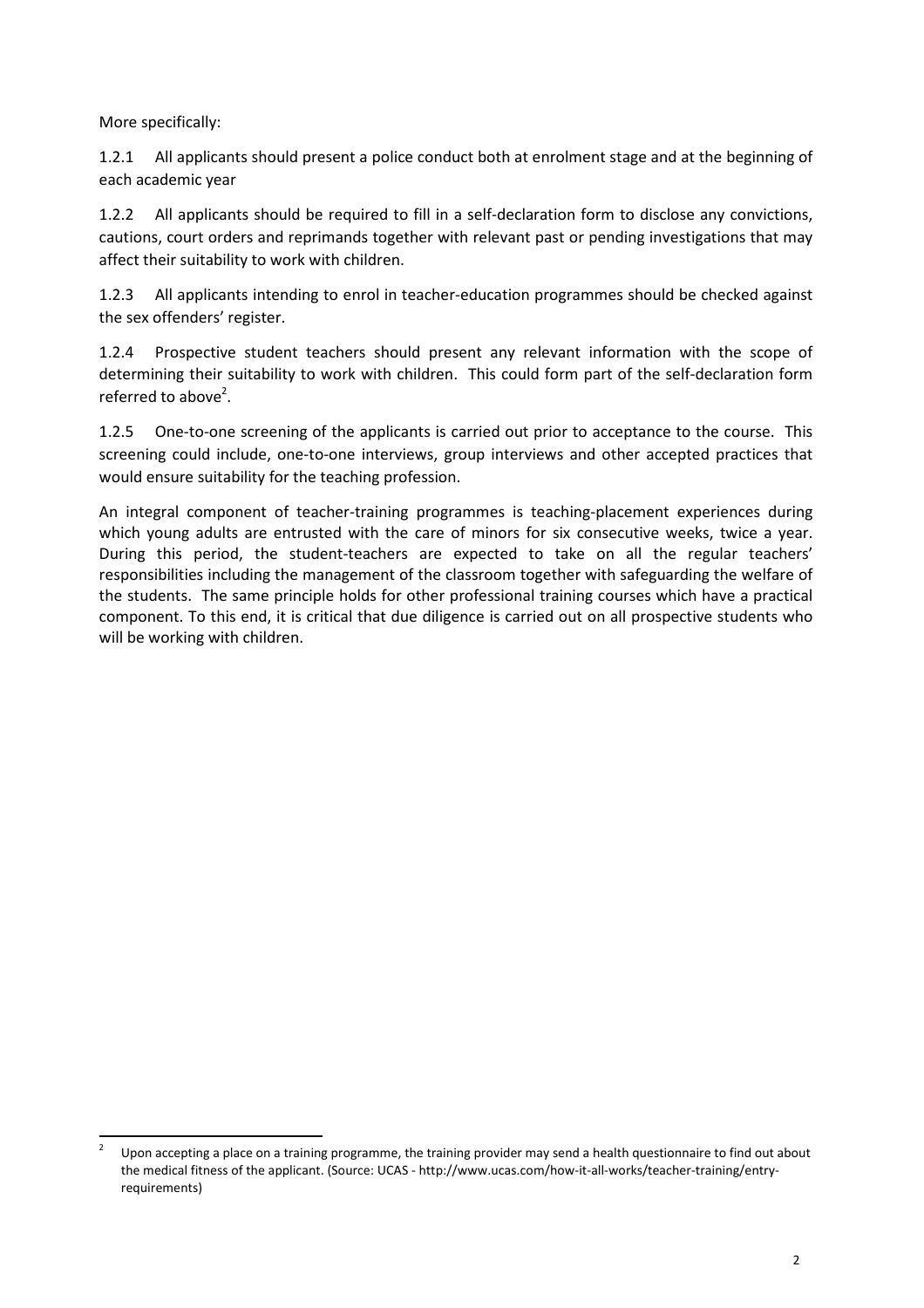More specifically:

1.2.1 All applicants should present a police conduct both at enrolment stage and at the beginning of each academic year

1.2.2 All applicants should be required to fill in a self-declaration form to disclose any convictions, cautions, court orders and reprimands together with relevant past or pending investigations that may affect their suitability to work with children.

1.2.3 All applicants intending to enrol in teacher-education programmes should be checked against the sex offenders' register.

1.2.4 Prospective student teachers should present any relevant information with the scope of determining their suitability to work with children. This could form part of the self-declaration form referred to above[2].

1.2.5 One-to-one screening of the applicants is carried out prior to acceptance to the course. This screening could include, one-to-one interviews, group interviews and other accepted practices that would ensure suitability for the teaching profession.

An integral component of teacher-training programmes is teaching-placement experiences during which young adults are entrusted with the care of minors for six consecutive weeks, twice a year. During this period, the student-teachers are expected to take on all the regular teachers' responsibilities including the management of the classroom together with safeguarding the welfare of the students. The same principle holds for other professional training courses which have a practical component. To this end, it is critical that due diligence is carried out on all prospective students who will be working with children.

---

[2] Upon accepting a place on a training programme, the training provider may send a health questionnaire to find out about the medical fitness of the applicant. (Source: UCAS - http://www.ucas.com/how-it-all-works/teacher-training/entry-requirements)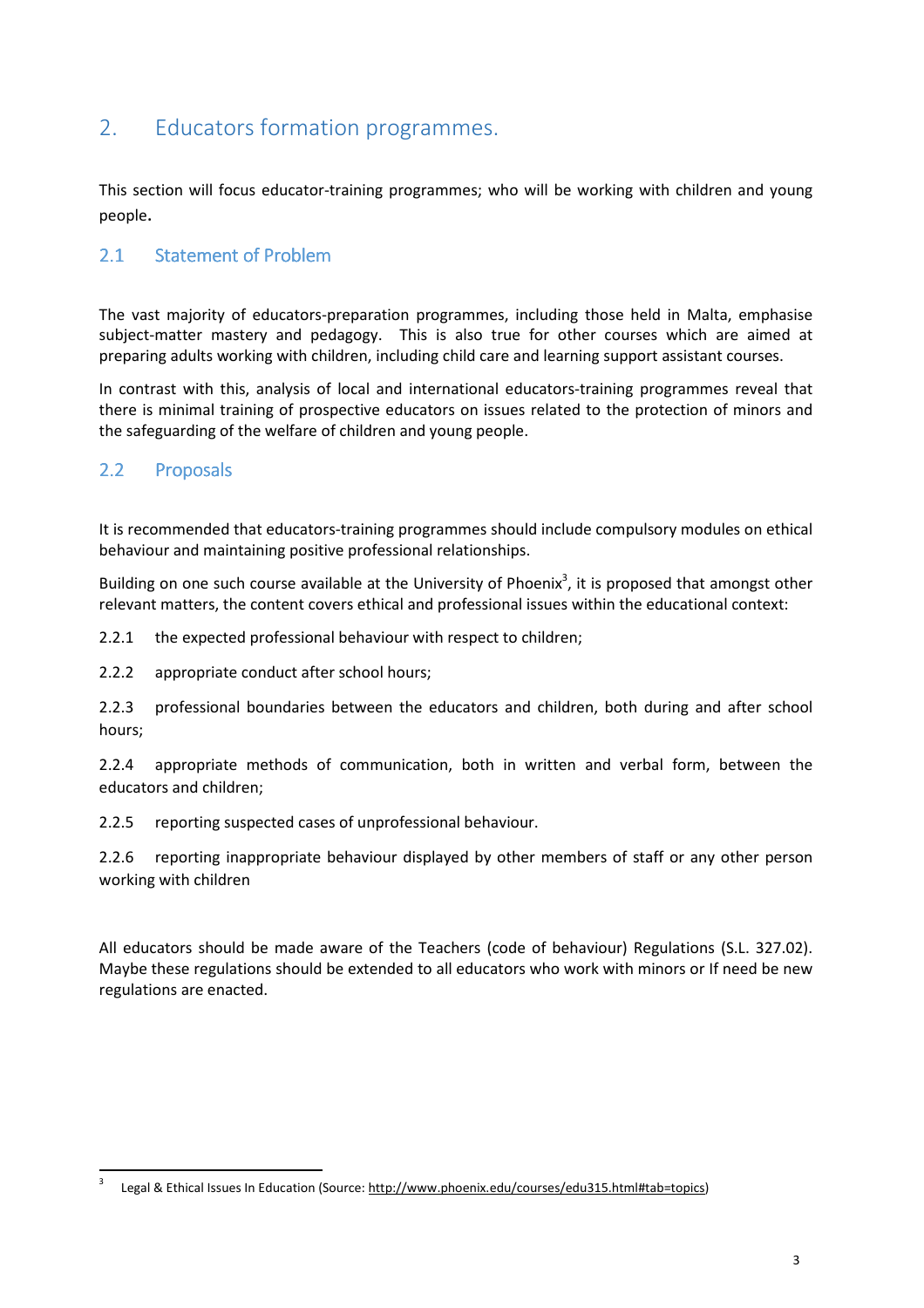## 2. Educators formation programmes.

This section will focus educator-training programmes; who will be working with children and young people.

### 2.1 Statement of Problem

The vast majority of educators-preparation programmes, including those held in Malta, emphasise subject-matter mastery and pedagogy. This is also true for other courses which are aimed at preparing adults working with children, including child care and learning support assistant courses.

In contrast with this, analysis of local and international educators-training programmes reveal that there is minimal training of prospective educators on issues related to the protection of minors and the safeguarding of the welfare of children and young people.

### 2.2 Proposals

It is recommended that educators-training programmes should include compulsory modules on ethical behaviour and maintaining positive professional relationships.

Building on one such course available at the University of Phoenix[3], it is proposed that amongst other relevant matters, the content covers ethical and professional issues within the educational context:

2.2.1 the expected professional behaviour with respect to children;

2.2.2 appropriate conduct after school hours;

2.2.3 professional boundaries between the educators and children, both during and after school hours;

2.2.4 appropriate methods of communication, both in written and verbal form, between the educators and children;

2.2.5 reporting suspected cases of unprofessional behaviour.

2.2.6 reporting inappropriate behaviour displayed by other members of staff or any other person working with children

All educators should be made aware of the Teachers (code of behaviour) Regulations (S.L. 327.02). Maybe these regulations should be extended to all educators who work with minors or If need be new regulations are enacted.

---

[3] Legal & Ethical Issues In Education (Source: http://www.phoenix.edu/courses/edu315.html#tab=topics)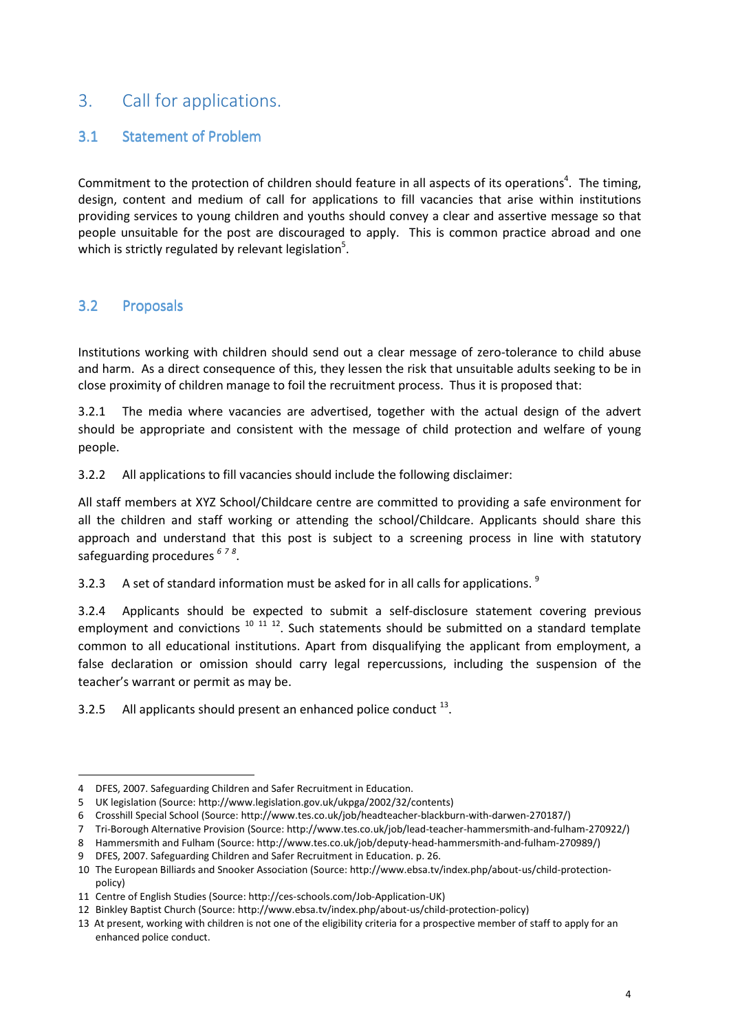## 3. Call for applications.

### 3.1 Statement of Problem

Commitment to the protection of children should feature in all aspects of its operations[4]. The timing, design, content and medium of call for applications to fill vacancies that arise within institutions providing services to young children and youths should convey a clear and assertive message so that people unsuitable for the post are discouraged to apply. This is common practice abroad and one which is strictly regulated by relevant legislation[5].

### 3.2 Proposals

Institutions working with children should send out a clear message of zero-tolerance to child abuse and harm. As a direct consequence of this, they lessen the risk that unsuitable adults seeking to be in close proximity of children manage to foil the recruitment process. Thus it is proposed that:

3.2.1 The media where vacancies are advertised, together with the actual design of the advert should be appropriate and consistent with the message of child protection and welfare of young people.

3.2.2 All applications to fill vacancies should include the following disclaimer:

All staff members at XYZ School/Childcare centre are committed to providing a safe environment for all the children and staff working or attending the school/Childcare. Applicants should share this approach and understand that this post is subject to a screening process in line with statutory safeguarding procedures [6 7 8].

3.2.3 A set of standard information must be asked for in all calls for applications. [9]

3.2.4 Applicants should be expected to submit a self-disclosure statement covering previous employment and convictions [10 11 12]. Such statements should be submitted on a standard template common to all educational institutions. Apart from disqualifying the applicant from employment, a false declaration or omission should carry legal repercussions, including the suspension of the teacher's warrant or permit as may be.

3.2.5 All applicants should present an enhanced police conduct [13].

---

4 DFES, 2007. Safeguarding Children and Safer Recruitment in Education.

5 UK legislation (Source: http://www.legislation.gov.uk/ukpga/2002/32/contents)

6 Crosshill Special School (Source: http://www.tes.co.uk/job/headteacher-blackburn-with-darwen-270187/)

7 Tri-Borough Alternative Provision (Source: http://www.tes.co.uk/job/lead-teacher-hammersmith-and-fulham-270922/)

8 Hammersmith and Fulham (Source: http://www.tes.co.uk/job/deputy-head-hammersmith-and-fulham-270989/)

9 DFES, 2007. Safeguarding Children and Safer Recruitment in Education. p. 26.

10 The European Billiards and Snooker Association (Source: http://www.ebsa.tv/index.php/about-us/child-protection-policy)

11 Centre of English Studies (Source: http://ces-schools.com/Job-Application-UK)

12 Binkley Baptist Church (Source: http://www.ebsa.tv/index.php/about-us/child-protection-policy)

13 At present, working with children is not one of the eligibility criteria for a prospective member of staff to apply for an enhanced police conduct.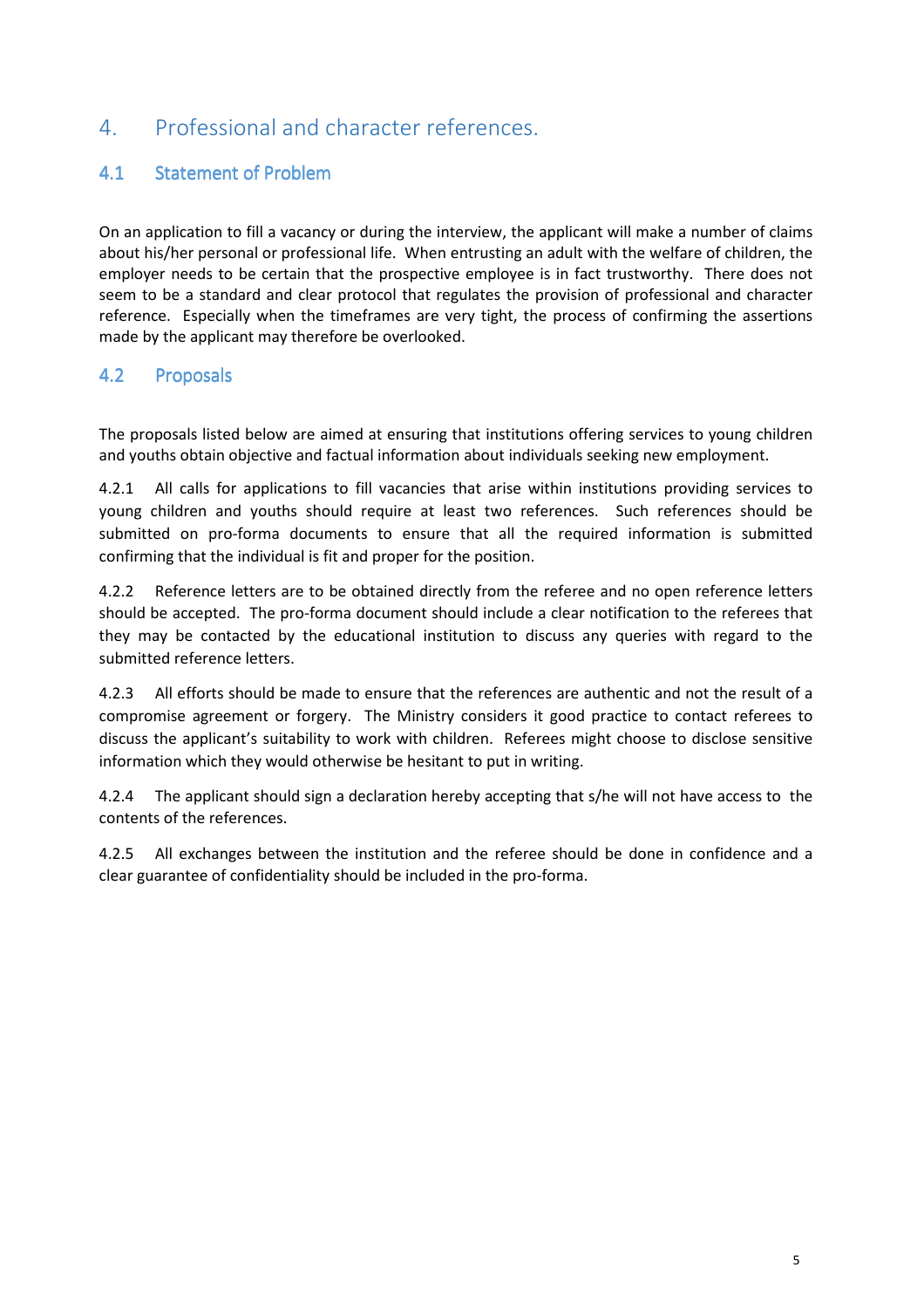# 4. Professional and character references.

## 4.1 Statement of Problem

On an application to fill a vacancy or during the interview, the applicant will make a number of claims about his/her personal or professional life. When entrusting an adult with the welfare of children, the employer needs to be certain that the prospective employee is in fact trustworthy. There does not seem to be a standard and clear protocol that regulates the provision of professional and character reference. Especially when the timeframes are very tight, the process of confirming the assertions made by the applicant may therefore be overlooked.

## 4.2 Proposals

The proposals listed below are aimed at ensuring that institutions offering services to young children and youths obtain objective and factual information about individuals seeking new employment.

4.2.1 All calls for applications to fill vacancies that arise within institutions providing services to young children and youths should require at least two references. Such references should be submitted on pro-forma documents to ensure that all the required information is submitted confirming that the individual is fit and proper for the position.

4.2.2 Reference letters are to be obtained directly from the referee and no open reference letters should be accepted. The pro-forma document should include a clear notification to the referees that they may be contacted by the educational institution to discuss any queries with regard to the submitted reference letters.

4.2.3 All efforts should be made to ensure that the references are authentic and not the result of a compromise agreement or forgery. The Ministry considers it good practice to contact referees to discuss the applicant's suitability to work with children. Referees might choose to disclose sensitive information which they would otherwise be hesitant to put in writing.

4.2.4 The applicant should sign a declaration hereby accepting that s/he will not have access to the contents of the references.

4.2.5 All exchanges between the institution and the referee should be done in confidence and a clear guarantee of confidentiality should be included in the pro-forma.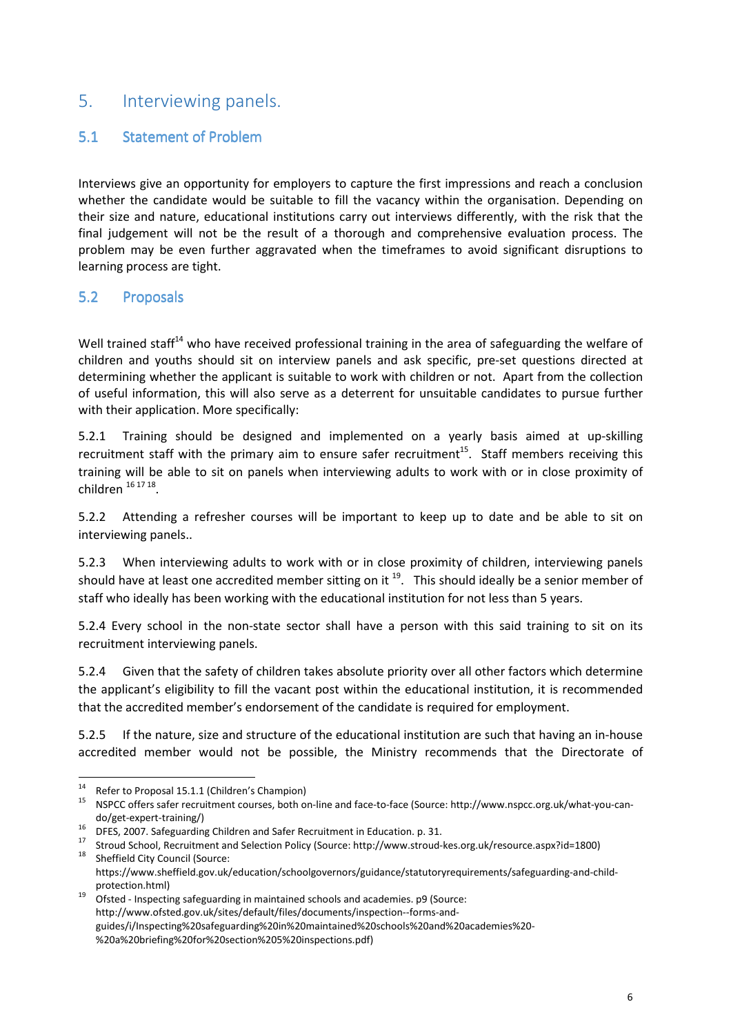# 5. Interviewing panels.

## 5.1 Statement of Problem

Interviews give an opportunity for employers to capture the first impressions and reach a conclusion whether the candidate would be suitable to fill the vacancy within the organisation. Depending on their size and nature, educational institutions carry out interviews differently, with the risk that the final judgement will not be the result of a thorough and comprehensive evaluation process. The problem may be even further aggravated when the timeframes to avoid significant disruptions to learning process are tight.

## 5.2 Proposals

Well trained staff[14] who have received professional training in the area of safeguarding the welfare of children and youths should sit on interview panels and ask specific, pre-set questions directed at determining whether the applicant is suitable to work with children or not. Apart from the collection of useful information, this will also serve as a deterrent for unsuitable candidates to pursue further with their application. More specifically:

5.2.1 Training should be designed and implemented on a yearly basis aimed at up-skilling recruitment staff with the primary aim to ensure safer recruitment[15]. Staff members receiving this training will be able to sit on panels when interviewing adults to work with or in close proximity of children [16] [17] [18].

5.2.2 Attending a refresher courses will be important to keep up to date and be able to sit on interviewing panels..

5.2.3 When interviewing adults to work with or in close proximity of children, interviewing panels should have at least one accredited member sitting on it [19]. This should ideally be a senior member of staff who ideally has been working with the educational institution for not less than 5 years.

5.2.4 Every school in the non-state sector shall have a person with this said training to sit on its recruitment interviewing panels.

5.2.4 Given that the safety of children takes absolute priority over all other factors which determine the applicant's eligibility to fill the vacant post within the educational institution, it is recommended that the accredited member's endorsement of the candidate is required for employment.

5.2.5 If the nature, size and structure of the educational institution are such that having an in-house accredited member would not be possible, the Ministry recommends that the Directorate of

---

[14] Refer to Proposal 15.1.1 (Children's Champion)

[15] NSPCC offers safer recruitment courses, both on-line and face-to-face (Source: http://www.nspcc.org.uk/what-you-can-do/get-expert-training/)

[16] DFES, 2007. Safeguarding Children and Safer Recruitment in Education. p. 31.

[17] Stroud School, Recruitment and Selection Policy (Source: http://www.stroud-kes.org.uk/resource.aspx?id=1800)

[18] Sheffield City Council (Source: https://www.sheffield.gov.uk/education/schoolgovernors/guidance/statutoryrequirements/safeguarding-and-child-protection.html)

[19] Ofsted - Inspecting safeguarding in maintained schools and academies. p9 (Source: http://www.ofsted.gov.uk/sites/default/files/documents/inspection--forms-and-guides/i/Inspecting%20safeguarding%20in%20maintained%20schools%20and%20academies%20-%20a%20briefing%20for%20section%205%20inspections.pdf)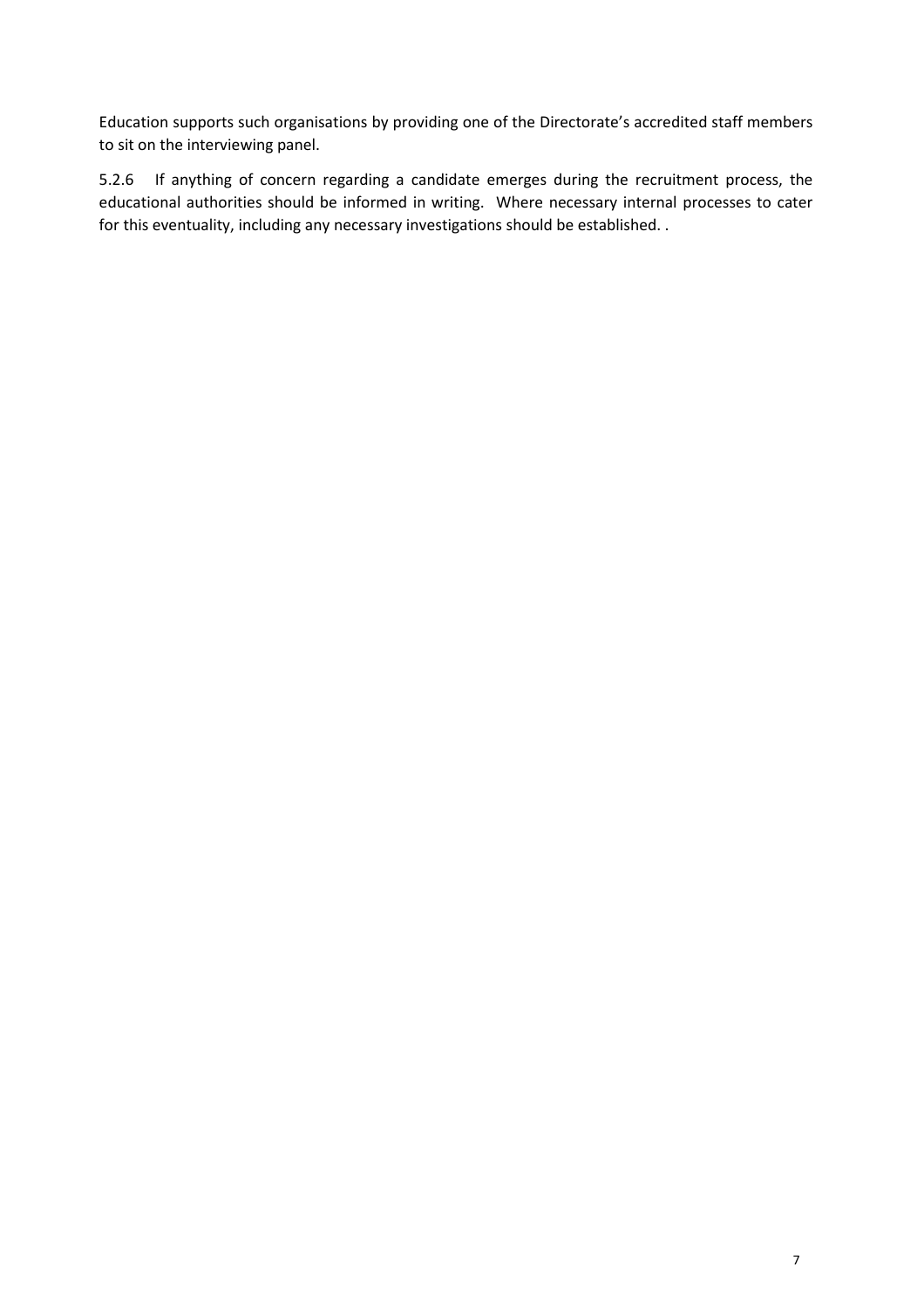Education supports such organisations by providing one of the Directorate's accredited staff members to sit on the interviewing panel.

5.2.6 If anything of concern regarding a candidate emerges during the recruitment process, the educational authorities should be informed in writing. Where necessary internal processes to cater for this eventuality, including any necessary investigations should be established. .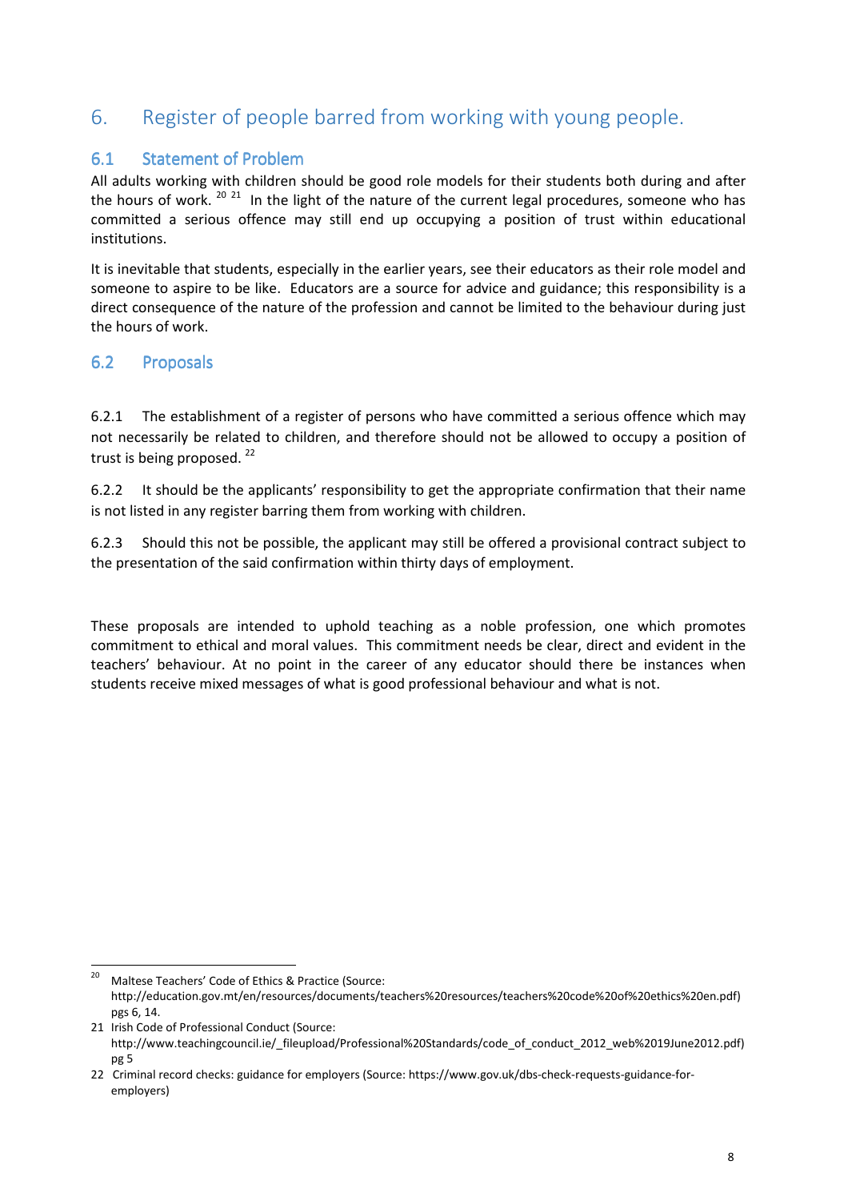# 6. Register of people barred from working with young people.

## 6.1 Statement of Problem

All adults working with children should be good role models for their students both during and after the hours of work. [20] [21] In the light of the nature of the current legal procedures, someone who has committed a serious offence may still end up occupying a position of trust within educational institutions.

It is inevitable that students, especially in the earlier years, see their educators as their role model and someone to aspire to be like. Educators are a source for advice and guidance; this responsibility is a direct consequence of the nature of the profession and cannot be limited to the behaviour during just the hours of work.

## 6.2 Proposals

6.2.1 The establishment of a register of persons who have committed a serious offence which may not necessarily be related to children, and therefore should not be allowed to occupy a position of trust is being proposed. [22]

6.2.2 It should be the applicants' responsibility to get the appropriate confirmation that their name is not listed in any register barring them from working with children.

6.2.3 Should this not be possible, the applicant may still be offered a provisional contract subject to the presentation of the said confirmation within thirty days of employment.

These proposals are intended to uphold teaching as a noble profession, one which promotes commitment to ethical and moral values. This commitment needs be clear, direct and evident in the teachers' behaviour. At no point in the career of any educator should there be instances when students receive mixed messages of what is good professional behaviour and what is not.

---

20 Maltese Teachers' Code of Ethics & Practice (Source: http://education.gov.mt/en/resources/documents/teachers%20resources/teachers%20code%20of%20ethics%20en.pdf) pgs 6, 14.

21 Irish Code of Professional Conduct (Source: http://www.teachingcouncil.ie/_fileupload/Professional%20Standards/code_of_conduct_2012_web%2019June2012.pdf) pg 5

22 Criminal record checks: guidance for employers (Source: https://www.gov.uk/dbs-check-requests-guidance-for-employers)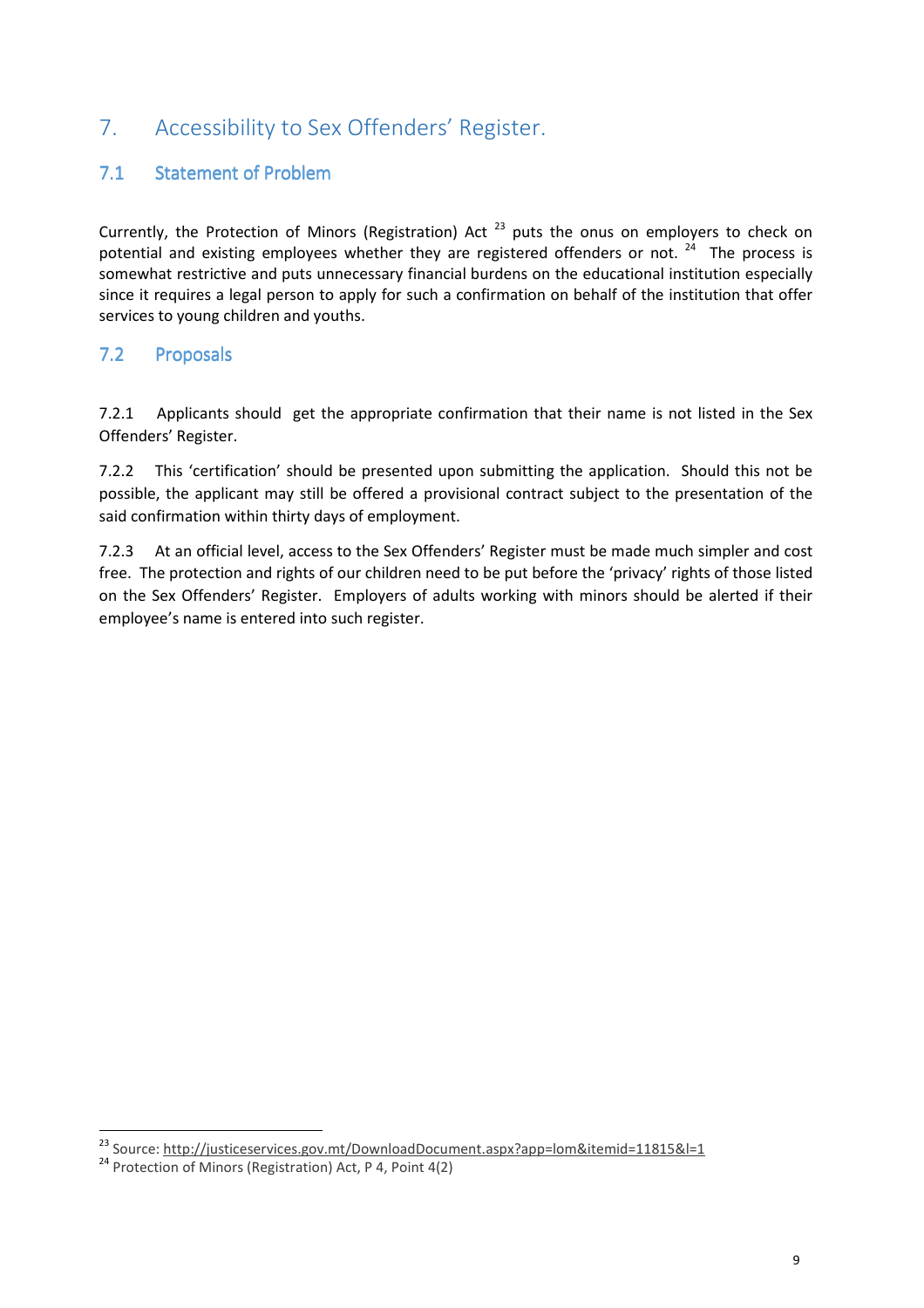## 7. Accessibility to Sex Offenders' Register.

### 7.1 Statement of Problem

Currently, the Protection of Minors (Registration) Act [23] puts the onus on employers to check on potential and existing employees whether they are registered offenders or not. [24] The process is somewhat restrictive and puts unnecessary financial burdens on the educational institution especially since it requires a legal person to apply for such a confirmation on behalf of the institution that offer services to young children and youths.

### 7.2 Proposals

7.2.1 Applicants should get the appropriate confirmation that their name is not listed in the Sex Offenders' Register.

7.2.2 This 'certification' should be presented upon submitting the application. Should this not be possible, the applicant may still be offered a provisional contract subject to the presentation of the said confirmation within thirty days of employment.

7.2.3 At an official level, access to the Sex Offenders' Register must be made much simpler and cost free. The protection and rights of our children need to be put before the 'privacy' rights of those listed on the Sex Offenders' Register. Employers of adults working with minors should be alerted if their employee's name is entered into such register.

---

[23] Source: http://justiceservices.gov.mt/DownloadDocument.aspx?app=lom&itemid=11815&l=1

[24] Protection of Minors (Registration) Act, P 4, Point 4(2)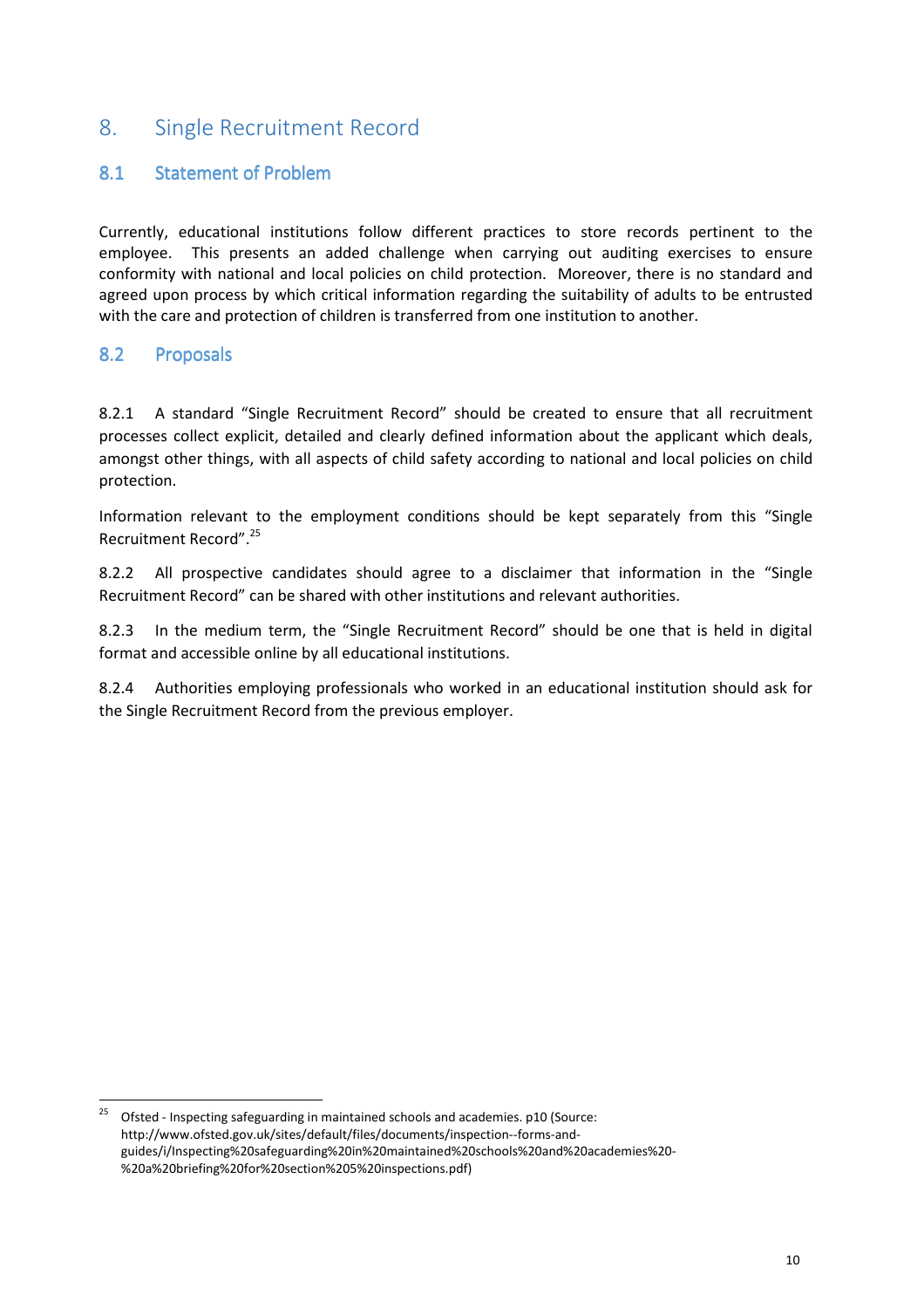# 8. Single Recruitment Record

## 8.1 Statement of Problem

Currently, educational institutions follow different practices to store records pertinent to the employee. This presents an added challenge when carrying out auditing exercises to ensure conformity with national and local policies on child protection. Moreover, there is no standard and agreed upon process by which critical information regarding the suitability of adults to be entrusted with the care and protection of children is transferred from one institution to another.

## 8.2 Proposals

8.2.1 A standard "Single Recruitment Record" should be created to ensure that all recruitment processes collect explicit, detailed and clearly defined information about the applicant which deals, amongst other things, with all aspects of child safety according to national and local policies on child protection.

Information relevant to the employment conditions should be kept separately from this "Single Recruitment Record".[25]

8.2.2 All prospective candidates should agree to a disclaimer that information in the "Single Recruitment Record" can be shared with other institutions and relevant authorities.

8.2.3 In the medium term, the "Single Recruitment Record" should be one that is held in digital format and accessible online by all educational institutions.

8.2.4 Authorities employing professionals who worked in an educational institution should ask for the Single Recruitment Record from the previous employer.

---

[25] Ofsted - Inspecting safeguarding in maintained schools and academies. p10 (Source: http://www.ofsted.gov.uk/sites/default/files/documents/inspection--forms-and-guides/i/Inspecting%20safeguarding%20in%20maintained%20schools%20and%20academies%20-%20a%20briefing%20for%20section%205%20inspections.pdf)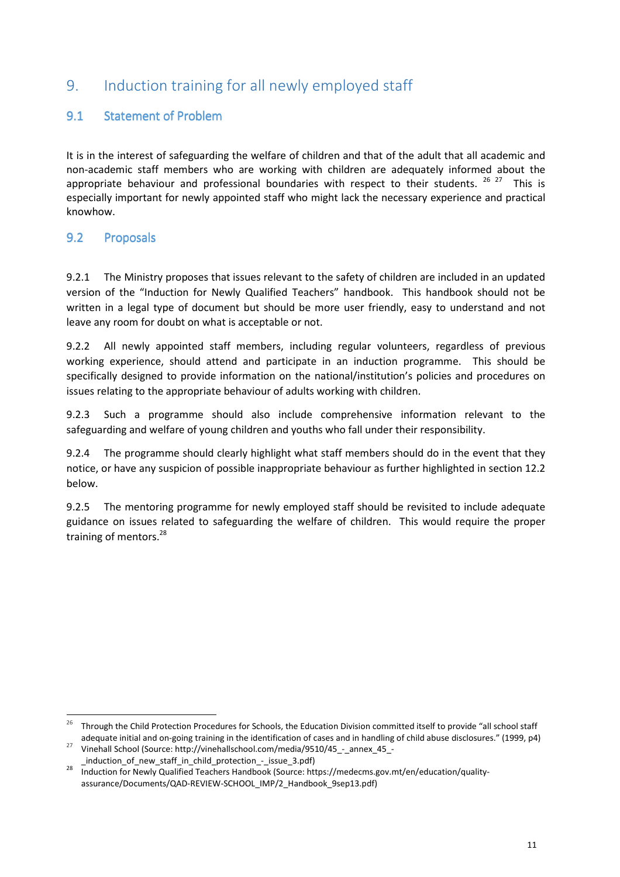## 9. Induction training for all newly employed staff

### 9.1 Statement of Problem

It is in the interest of safeguarding the welfare of children and that of the adult that all academic and non-academic staff members who are working with children are adequately informed about the appropriate behaviour and professional boundaries with respect to their students. [26] [27] This is especially important for newly appointed staff who might lack the necessary experience and practical knowhow.

### 9.2 Proposals

9.2.1 The Ministry proposes that issues relevant to the safety of children are included in an updated version of the "Induction for Newly Qualified Teachers" handbook. This handbook should not be written in a legal type of document but should be more user friendly, easy to understand and not leave any room for doubt on what is acceptable or not.

9.2.2 All newly appointed staff members, including regular volunteers, regardless of previous working experience, should attend and participate in an induction programme. This should be specifically designed to provide information on the national/institution's policies and procedures on issues relating to the appropriate behaviour of adults working with children.

9.2.3 Such a programme should also include comprehensive information relevant to the safeguarding and welfare of young children and youths who fall under their responsibility.

9.2.4 The programme should clearly highlight what staff members should do in the event that they notice, or have any suspicion of possible inappropriate behaviour as further highlighted in section 12.2 below.

9.2.5 The mentoring programme for newly employed staff should be revisited to include adequate guidance on issues related to safeguarding the welfare of children. This would require the proper training of mentors.[28]

---

[26] Through the Child Protection Procedures for Schools, the Education Division committed itself to provide "all school staff adequate initial and on-going training in the identification of cases and in handling of child abuse disclosures." (1999, p4)

[27] Vinehall School (Source: http://vinehallschool.com/media/9510/45_-_annex_45_-_induction_of_new_staff_in_child_protection_-_issue_3.pdf)

[28] Induction for Newly Qualified Teachers Handbook (Source: https://medecms.gov.mt/en/education/quality-assurance/Documents/QAD-REVIEW-SCHOOL_IMP/2_Handbook_9sep13.pdf)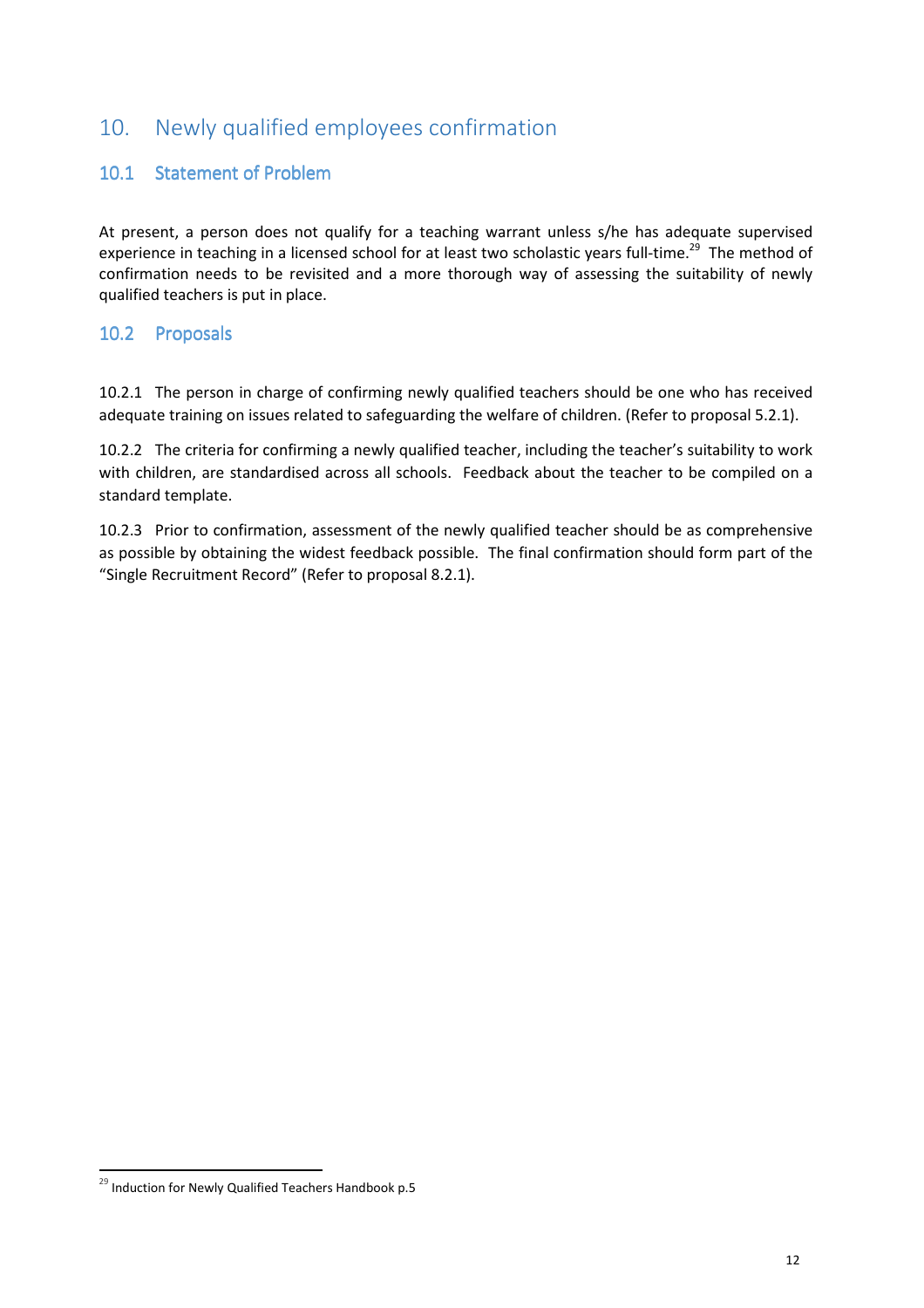## 10. Newly qualified employees confirmation

### 10.1 Statement of Problem

At present, a person does not qualify for a teaching warrant unless s/he has adequate supervised experience in teaching in a licensed school for at least two scholastic years full-time.[29] The method of confirmation needs to be revisited and a more thorough way of assessing the suitability of newly qualified teachers is put in place.

### 10.2 Proposals

10.2.1 The person in charge of confirming newly qualified teachers should be one who has received adequate training on issues related to safeguarding the welfare of children. (Refer to proposal 5.2.1).

10.2.2 The criteria for confirming a newly qualified teacher, including the teacher's suitability to work with children, are standardised across all schools. Feedback about the teacher to be compiled on a standard template.

10.2.3 Prior to confirmation, assessment of the newly qualified teacher should be as comprehensive as possible by obtaining the widest feedback possible. The final confirmation should form part of the "Single Recruitment Record" (Refer to proposal 8.2.1).

---

[29] Induction for Newly Qualified Teachers Handbook p.5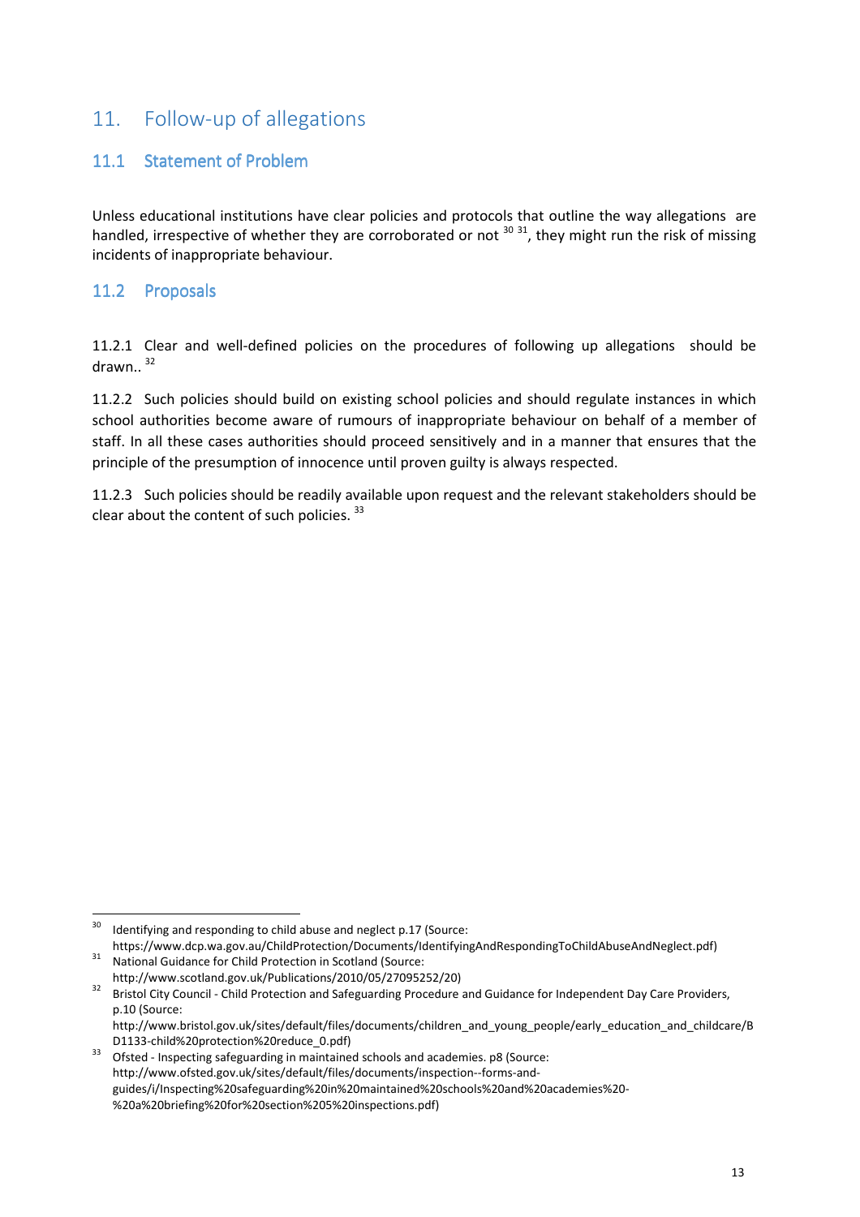## 11. Follow-up of allegations

### 11.1 Statement of Problem

Unless educational institutions have clear policies and protocols that outline the way allegations are handled, irrespective of whether they are corroborated or not [30] [31], they might run the risk of missing incidents of inappropriate behaviour.

### 11.2 Proposals

11.2.1 Clear and well-defined policies on the procedures of following up allegations should be drawn.. [32]

11.2.2 Such policies should build on existing school policies and should regulate instances in which school authorities become aware of rumours of inappropriate behaviour on behalf of a member of staff. In all these cases authorities should proceed sensitively and in a manner that ensures that the principle of the presumption of innocence until proven guilty is always respected.

11.2.3 Such policies should be readily available upon request and the relevant stakeholders should be clear about the content of such policies. [33]

---

[30] Identifying and responding to child abuse and neglect p.17 (Source: https://www.dcp.wa.gov.au/ChildProtection/Documents/IdentifyingAndRespondingToChildAbuseAndNeglect.pdf)

[31] National Guidance for Child Protection in Scotland (Source: http://www.scotland.gov.uk/Publications/2010/05/27095252/20)

[32] Bristol City Council - Child Protection and Safeguarding Procedure and Guidance for Independent Day Care Providers, p.10 (Source: http://www.bristol.gov.uk/sites/default/files/documents/children_and_young_people/early_education_and_childcare/BD1133-child%20protection%20reduce_0.pdf)

[33] Ofsted - Inspecting safeguarding in maintained schools and academies. p8 (Source: http://www.ofsted.gov.uk/sites/default/files/documents/inspection--forms-and-guides/i/Inspecting%20safeguarding%20in%20maintained%20schools%20and%20academies%20-%20a%20briefing%20for%20section%205%20inspections.pdf)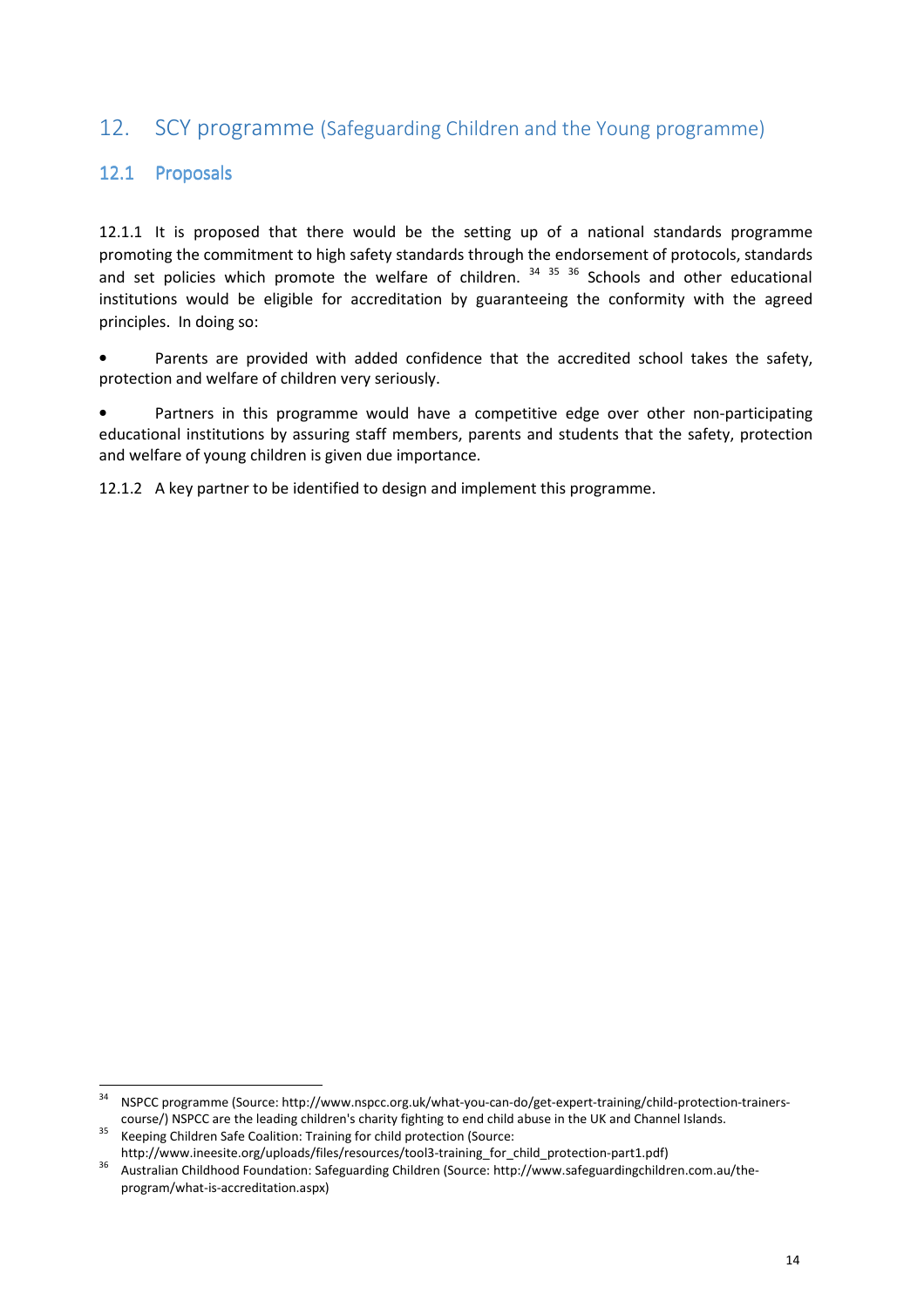## 12. SCY programme (Safeguarding Children and the Young programme)

### 12.1 Proposals

12.1.1 It is proposed that there would be the setting up of a national standards programme promoting the commitment to high safety standards through the endorsement of protocols, standards and set policies which promote the welfare of children. [34] [35] [36] Schools and other educational institutions would be eligible for accreditation by guaranteeing the conformity with the agreed principles. In doing so:

- Parents are provided with added confidence that the accredited school takes the safety, protection and welfare of children very seriously.
- Partners in this programme would have a competitive edge over other non-participating educational institutions by assuring staff members, parents and students that the safety, protection and welfare of young children is given due importance.

12.1.2 A key partner to be identified to design and implement this programme.

---

[34] NSPCC programme (Source: http://www.nspcc.org.uk/what-you-can-do/get-expert-training/child-protection-trainers-course/) NSPCC are the leading children's charity fighting to end child abuse in the UK and Channel Islands.

[35] Keeping Children Safe Coalition: Training for child protection (Source: http://www.ineesite.org/uploads/files/resources/tool3-training_for_child_protection-part1.pdf)

[36] Australian Childhood Foundation: Safeguarding Children (Source: http://www.safeguardingchildren.com.au/the-program/what-is-accreditation.aspx)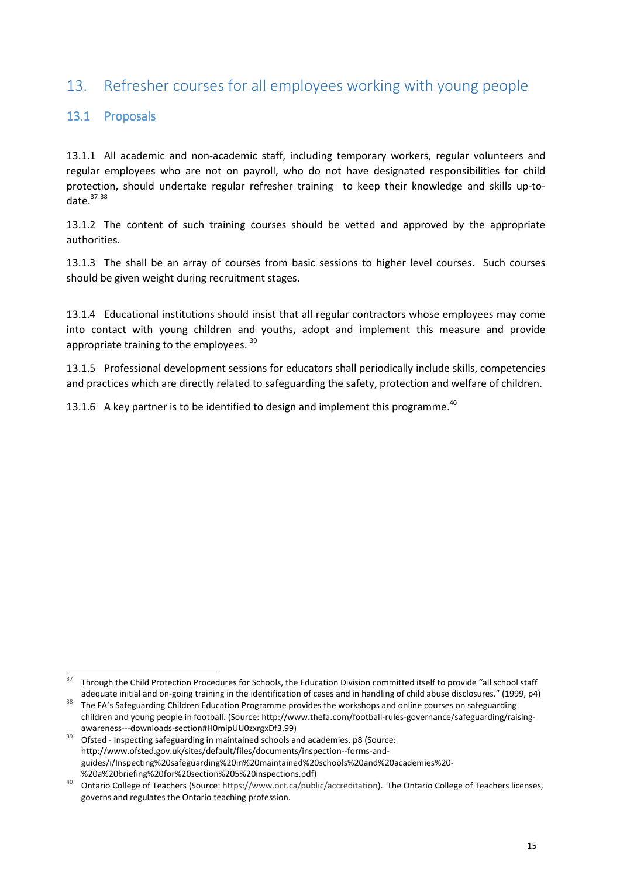## 13. Refresher courses for all employees working with young people

### 13.1 Proposals

13.1.1 All academic and non-academic staff, including temporary workers, regular volunteers and regular employees who are not on payroll, who do not have designated responsibilities for child protection, should undertake regular refresher training to keep their knowledge and skills up-to-date.[37] [38]

13.1.2 The content of such training courses should be vetted and approved by the appropriate authorities.

13.1.3 The shall be an array of courses from basic sessions to higher level courses. Such courses should be given weight during recruitment stages.

13.1.4 Educational institutions should insist that all regular contractors whose employees may come into contact with young children and youths, adopt and implement this measure and provide appropriate training to the employees. [39]

13.1.5 Professional development sessions for educators shall periodically include skills, competencies and practices which are directly related to safeguarding the safety, protection and welfare of children.

13.1.6 A key partner is to be identified to design and implement this programme.[40]

---

[37] Through the Child Protection Procedures for Schools, the Education Division committed itself to provide "all school staff adequate initial and on-going training in the identification of cases and in handling of child abuse disclosures." (1999, p4)

[38] The FA's Safeguarding Children Education Programme provides the workshops and online courses on safeguarding children and young people in football. (Source: http://www.thefa.com/football-rules-governance/safeguarding/raising-awareness---downloads-section#H0mipUU0zxrgxDf3.99)

[39] Ofsted - Inspecting safeguarding in maintained schools and academies. p8 (Source: http://www.ofsted.gov.uk/sites/default/files/documents/inspection--forms-and-guides/i/Inspecting%20safeguarding%20in%20maintained%20schools%20and%20academies%20-%20a%20briefing%20for%20section%205%20inspections.pdf)

[40] Ontario College of Teachers (Source: https://www.oct.ca/public/accreditation). The Ontario College of Teachers licenses, governs and regulates the Ontario teaching profession.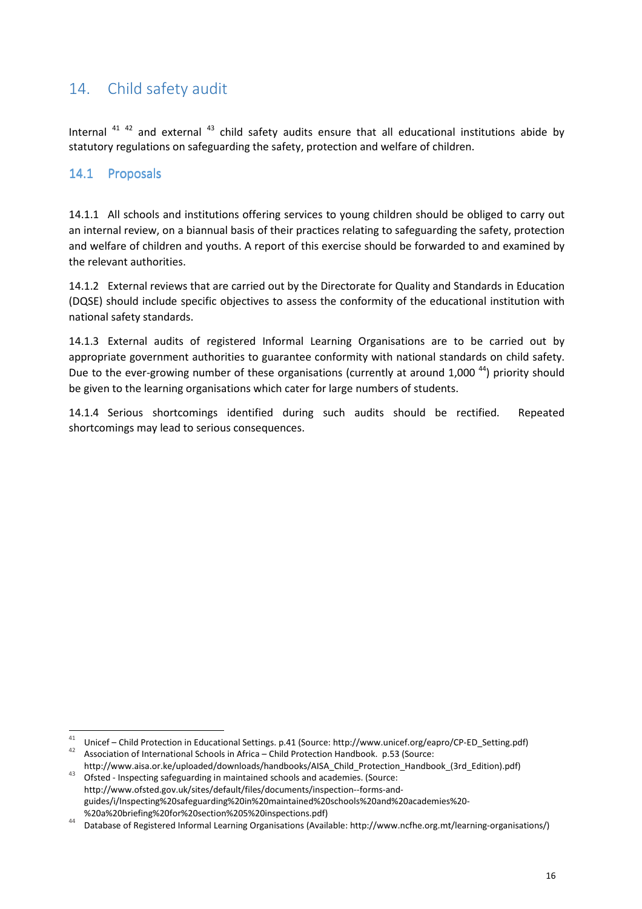## 14. Child safety audit

Internal [41] [42] and external [43] child safety audits ensure that all educational institutions abide by statutory regulations on safeguarding the safety, protection and welfare of children.

### 14.1 Proposals

14.1.1 All schools and institutions offering services to young children should be obliged to carry out an internal review, on a biannual basis of their practices relating to safeguarding the safety, protection and welfare of children and youths. A report of this exercise should be forwarded to and examined by the relevant authorities.

14.1.2 External reviews that are carried out by the Directorate for Quality and Standards in Education (DQSE) should include specific objectives to assess the conformity of the educational institution with national safety standards.

14.1.3 External audits of registered Informal Learning Organisations are to be carried out by appropriate government authorities to guarantee conformity with national standards on child safety. Due to the ever-growing number of these organisations (currently at around 1,000 [44]) priority should be given to the learning organisations which cater for large numbers of students.

14.1.4 Serious shortcomings identified during such audits should be rectified. Repeated shortcomings may lead to serious consequences.

---

[41] Unicef – Child Protection in Educational Settings. p.41 (Source: http://www.unicef.org/eapro/CP-ED_Setting.pdf)

[42] Association of International Schools in Africa – Child Protection Handbook. p.53 (Source: http://www.aisa.or.ke/uploaded/downloads/handbooks/AISA_Child_Protection_Handbook_(3rd_Edition).pdf)

[43] Ofsted - Inspecting safeguarding in maintained schools and academies. (Source: http://www.ofsted.gov.uk/sites/default/files/documents/inspection--forms-and-guides/i/Inspecting%20safeguarding%20in%20maintained%20schools%20and%20academies%20-%20a%20briefing%20for%20section%205%20inspections.pdf)

[44] Database of Registered Informal Learning Organisations (Available: http://www.ncfhe.org.mt/learning-organisations/)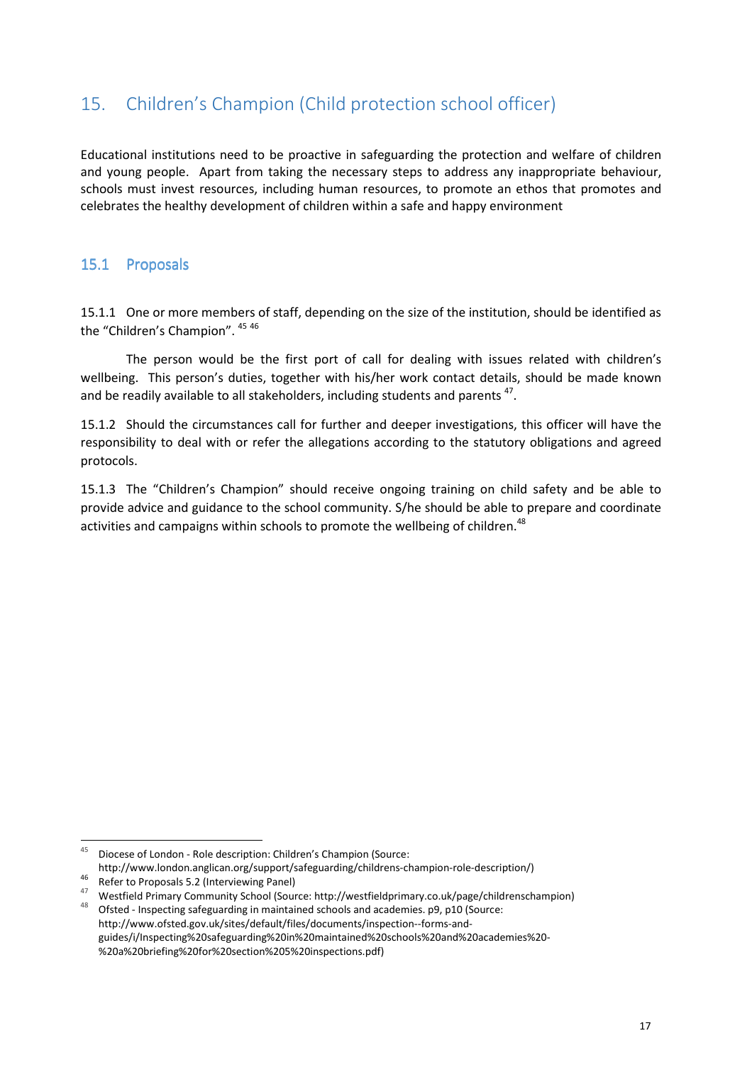## 15. Children's Champion (Child protection school officer)

Educational institutions need to be proactive in safeguarding the protection and welfare of children and young people. Apart from taking the necessary steps to address any inappropriate behaviour, schools must invest resources, including human resources, to promote an ethos that promotes and celebrates the healthy development of children within a safe and happy environment

### 15.1 Proposals

15.1.1 One or more members of staff, depending on the size of the institution, should be identified as the "Children's Champion". [45] [46]

The person would be the first port of call for dealing with issues related with children's wellbeing. This person's duties, together with his/her work contact details, should be made known and be readily available to all stakeholders, including students and parents [47].

15.1.2 Should the circumstances call for further and deeper investigations, this officer will have the responsibility to deal with or refer the allegations according to the statutory obligations and agreed protocols.

15.1.3 The "Children's Champion" should receive ongoing training on child safety and be able to provide advice and guidance to the school community. S/he should be able to prepare and coordinate activities and campaigns within schools to promote the wellbeing of children.[48]

---

[45] Diocese of London - Role description: Children's Champion (Source: http://www.london.anglican.org/support/safeguarding/childrens-champion-role-description/)

[46] Refer to Proposals 5.2 (Interviewing Panel)

[47] Westfield Primary Community School (Source: http://westfieldprimary.co.uk/page/childrenschampion)

[48] Ofsted - Inspecting safeguarding in maintained schools and academies. p9, p10 (Source: http://www.ofsted.gov.uk/sites/default/files/documents/inspection--forms-and-guides/i/Inspecting%20safeguarding%20in%20maintained%20schools%20and%20academies%20-%20a%20briefing%20for%20section%205%20inspections.pdf)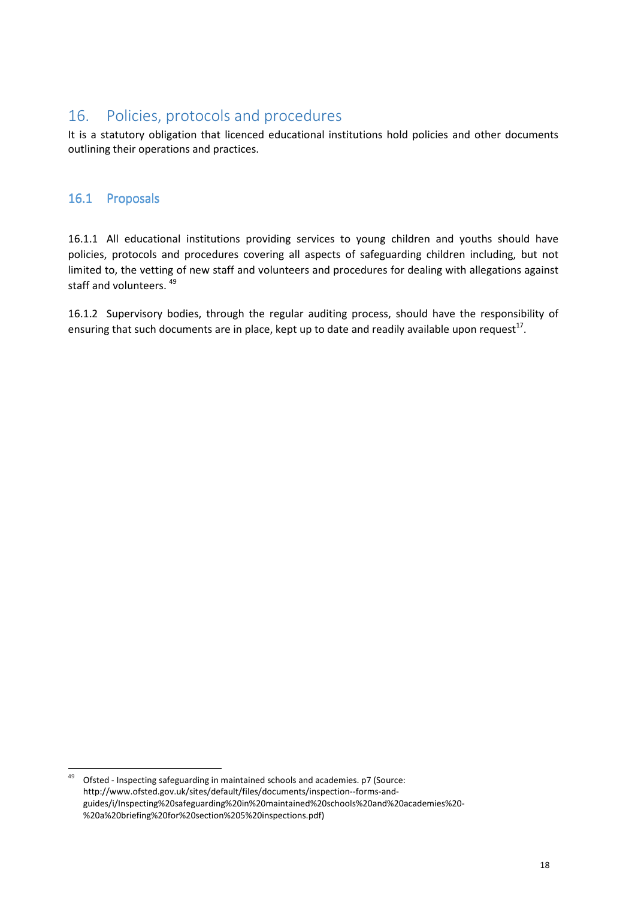## 16. Policies, protocols and procedures

It is a statutory obligation that licenced educational institutions hold policies and other documents outlining their operations and practices.

### 16.1 Proposals

16.1.1 All educational institutions providing services to young children and youths should have policies, protocols and procedures covering all aspects of safeguarding children including, but not limited to, the vetting of new staff and volunteers and procedures for dealing with allegations against staff and volunteers. [49]

16.1.2 Supervisory bodies, through the regular auditing process, should have the responsibility of ensuring that such documents are in place, kept up to date and readily available upon request[17].

---

[49] Ofsted - Inspecting safeguarding in maintained schools and academies. p7 (Source: http://www.ofsted.gov.uk/sites/default/files/documents/inspection--forms-and-guides/i/Inspecting%20safeguarding%20in%20maintained%20schools%20and%20academies%20-%20a%20briefing%20for%20section%205%20inspections.pdf)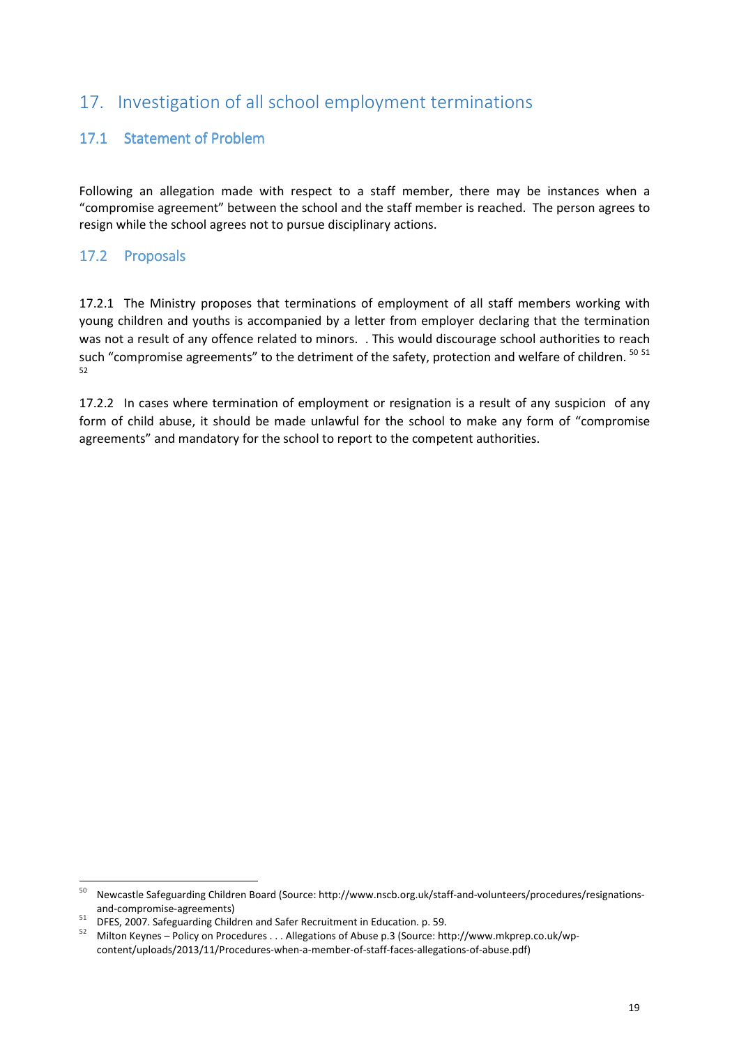## 17. Investigation of all school employment terminations

### 17.1 Statement of Problem

Following an allegation made with respect to a staff member, there may be instances when a "compromise agreement" between the school and the staff member is reached. The person agrees to resign while the school agrees not to pursue disciplinary actions.

### 17.2 Proposals

17.2.1 The Ministry proposes that terminations of employment of all staff members working with young children and youths is accompanied by a letter from employer declaring that the termination was not a result of any offence related to minors. . This would discourage school authorities to reach such "compromise agreements" to the detriment of the safety, protection and welfare of children. [50] [51] [52]

17.2.2 In cases where termination of employment or resignation is a result of any suspicion of any form of child abuse, it should be made unlawful for the school to make any form of "compromise agreements" and mandatory for the school to report to the competent authorities.

---

[50] Newcastle Safeguarding Children Board (Source: http://www.nscb.org.uk/staff-and-volunteers/procedures/resignations-and-compromise-agreements)

[51] DFES, 2007. Safeguarding Children and Safer Recruitment in Education. p. 59.

[52] Milton Keynes – Policy on Procedures . . . Allegations of Abuse p.3 (Source: http://www.mkprep.co.uk/wp-content/uploads/2013/11/Procedures-when-a-member-of-staff-faces-allegations-of-abuse.pdf)